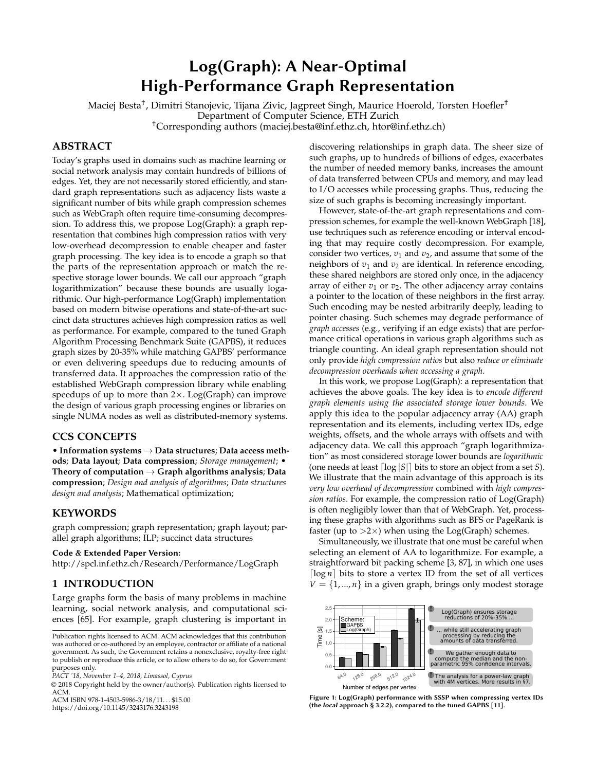# Log(Graph): A Near-Optimal High-Performance Graph Representation

Maciej Besta[†], Dimitri Stanojevic, Tijana Zivic, Jagpreet Singh, Maurice Hoerold, Torsten Hoefler[†]
Department of Computer Science, ETH Zurich
[†]Corresponding authors (maciej.besta@inf.ethz.ch, htor@inf.ethz.ch)

## ABSTRACT

Today's graphs used in domains such as machine learning or social network analysis may contain hundreds of billions of edges. Yet, they are not necessarily stored efficiently, and standard graph representations such as adjacency lists waste a significant number of bits while graph compression schemes such as WebGraph often require time-consuming decompression. To address this, we propose Log(Graph): a graph representation that combines high compression ratios with very low-overhead decompression to enable cheaper and faster graph processing. The key idea is to encode a graph so that the parts of the representation approach or match the respective storage lower bounds. We call our approach "graph logarithmization" because these bounds are usually logarithmic. Our high-performance Log(Graph) implementation based on modern bitwise operations and state-of-the-art succinct data structures achieves high compression ratios as well as performance. For example, compared to the tuned Graph Algorithm Processing Benchmark Suite (GAPBS), it reduces graph sizes by 20-35% while matching GAPBS' performance or even delivering speedups due to reducing amounts of transferred data. It approaches the compression ratio of the established WebGraph compression library while enabling speedups of up to more than 2×. Log(Graph) can improve the design of various graph processing engines or libraries on single NUMA nodes as well as distributed-memory systems.

## CCS CONCEPTS

• **Information systems** → **Data structures**; **Data access methods**; **Data layout**; **Data compression**; *Storage management*; • **Theory of computation** → **Graph algorithms analysis**; **Data compression**; *Design and analysis of algorithms*; *Data structures design and analysis*; Mathematical optimization;

## KEYWORDS

graph compression; graph representation; graph layout; parallel graph algorithms; ILP; succinct data structures

**Code & Extended Paper Version:**
http://spcl.inf.ethz.ch/Research/Performance/LogGraph

## 1 INTRODUCTION

Large graphs form the basis of many problems in machine learning, social network analysis, and computational sciences [65]. For example, graph clustering is important in discovering relationships in graph data. The sheer size of such graphs, up to hundreds of billions of edges, exacerbates the number of needed memory banks, increases the amount of data transferred between CPUs and memory, and may lead to I/O accesses while processing graphs. Thus, reducing the size of such graphs is becoming increasingly important.

However, state-of-the-art graph representations and compression schemes, for example the well-known WebGraph [18], use techniques such as reference encoding or interval encoding that may require costly decompression. For example, consider two vertices, $v_1$ and $v_2$, and assume that some of the neighbors of $v_1$ and $v_2$ are identical. In reference encoding, these shared neighbors are stored only once, in the adjacency array of either $v_1$ or $v_2$. The other adjacency array contains a pointer to the location of these neighbors in the first array. Such encoding may be nested arbitrarily deeply, leading to pointer chasing. Such schemes may degrade performance of *graph accesses* (e.g., verifying if an edge exists) that are performance critical operations in various graph algorithms such as triangle counting. An ideal graph representation should not only provide *high compression ratios* but also *reduce or eliminate decompression overheads when accessing a graph*.

In this work, we propose Log(Graph): a representation that achieves the above goals. The key idea is to *encode different graph elements using the associated storage lower bounds*. We apply this idea to the popular adjacency array (AA) graph representation and its elements, including vertex IDs, edge weights, offsets, and the whole arrays with offsets and with adjacency data. We call this approach "graph logarithmization" as most considered storage lower bounds are *logarithmic* (one needs at least $\lceil \log |S| \rceil$ bits to store an object from a set $S$). We illustrate that the main advantage of this approach is its *very low overhead of decompression* combined with *high compression ratios*. For example, the compression ratio of Log(Graph) is often negligibly lower than that of WebGraph. Yet, processing these graphs with algorithms such as BFS or PageRank is faster (up to >2×) when using the Log(Graph) schemes.

Simultaneously, we illustrate that one must be careful when selecting an element of AA to logarithmize. For example, a straightforward bit packing scheme [3, 87], in which one uses $\lceil \log n \rceil$ bits to store a vertex ID from the set of all vertices $V = \{1, ..., n\}$ in a given graph, brings only modest storage

Figure 1: Log(Graph) performance with SSSP when compressing vertex IDs (the *local* approach § 3.2.2), compared to the tuned GAPBS [11].

Publication rights licensed to ACM. ACM acknowledges that this contribution was authored or co-authored by an employee, contractor or affiliate of a national government. As such, the Government retains a nonexclusive, royalty-free right to publish or reproduce this article, or to allow others to do so, for Government purposes only.
*PACT '18, November 1–4, 2018, Limassol, Cyprus*
© 2018 Copyright held by the owner/author(s). Publication rights licensed to ACM.
ACM ISBN 978-1-4503-5986-3/18/11...$15.00
https://doi.org/10.1145/3243176.3243198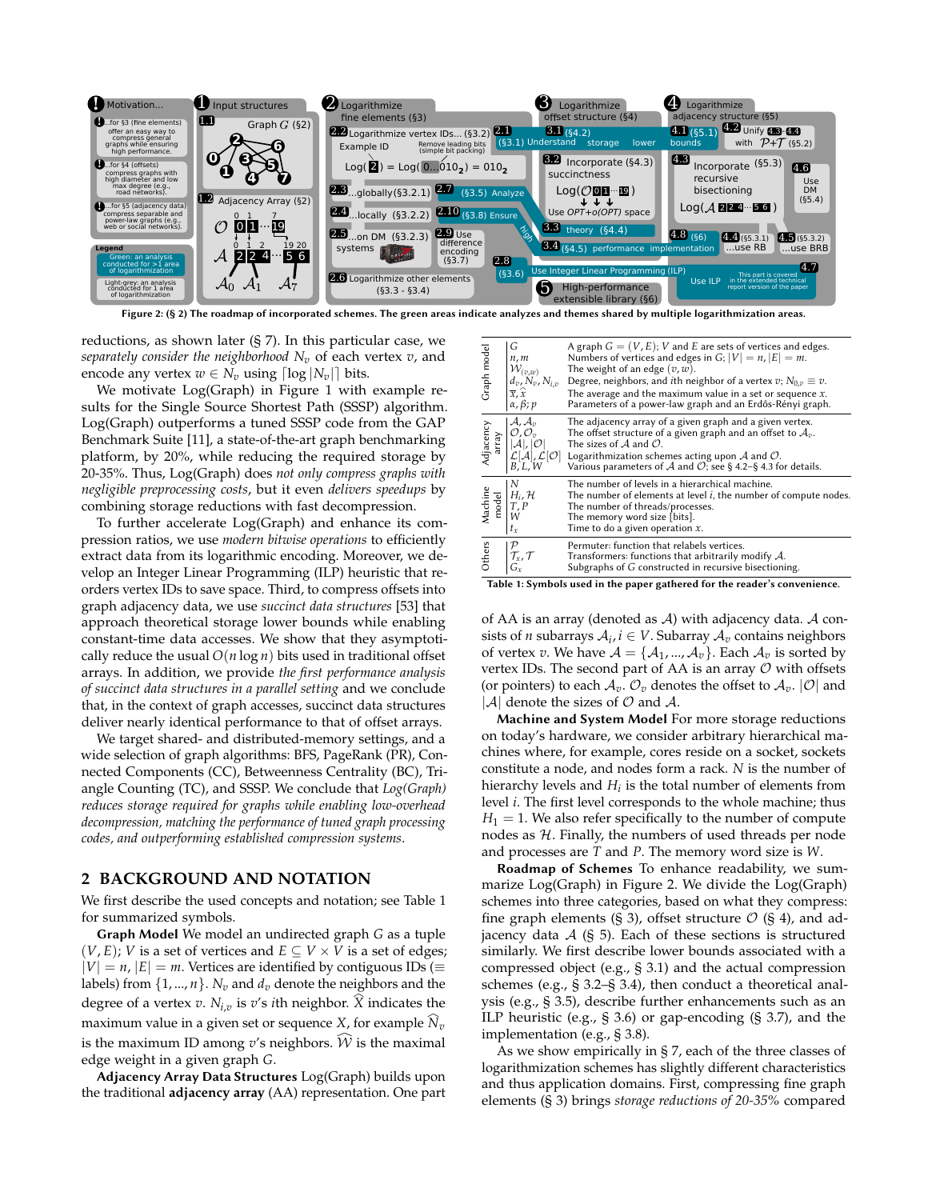Figure 2: (§ 2) The roadmap of incorporated schemes. The green areas indicate analyzes and themes shared by multiple logarithmization areas.

reductions, as shown later (§ 7). In this particular case, we *separately consider the neighborhood* $N_v$ of each vertex $v$, and encode any vertex $w \in N_v$ using $\lceil \log |N_v| \rceil$ bits.

We motivate Log(Graph) in Figure 1 with example results for the Single Source Shortest Path (SSSP) algorithm. Log(Graph) outperforms a tuned SSSP code from the GAP Benchmark Suite [11], a state-of-the-art graph benchmarking platform, by 20%, while reducing the required storage by 20-35%. Thus, Log(Graph) does *not only compress graphs with negligible preprocessing costs*, but it even *delivers speedups* by combining storage reductions with fast decompression.

To further accelerate Log(Graph) and enhance its compression ratios, we use *modern bitwise operations* to efficiently extract data from its logarithmic encoding. Moreover, we develop an Integer Linear Programming (ILP) heuristic that reorders vertex IDs to save space. Third, to compress offsets into graph adjacency data, we use *succinct data structures* [53] that approach theoretical storage lower bounds while enabling constant-time data accesses. We show that they asymptotically reduce the usual $O(n \log n)$ bits used in traditional offset arrays. In addition, we provide *the first performance analysis of succinct data structures in a parallel setting* and we conclude that, in the context of graph accesses, succinct data structures deliver nearly identical performance to that of offset arrays.

We target shared- and distributed-memory settings, and a wide selection of graph algorithms: BFS, PageRank (PR), Connected Components (CC), Betweenness Centrality (BC), Triangle Counting (TC), and SSSP. We conclude that *Log(Graph) reduces storage required for graphs while enabling low-overhead decompression, matching the performance of tuned graph processing codes, and outperforming established compression systems*.

## 2 BACKGROUND AND NOTATION

We first describe the used concepts and notation; see Table 1 for summarized symbols.

**Graph Model** We model an undirected graph $G$ as a tuple $(V, E)$; $V$ is a set of vertices and $E \subseteq V \times V$ is a set of edges; $|V| = n$, $|E| = m$. Vertices are identified by contiguous IDs ($\equiv$ labels) from $\{1, ..., n\}$. $N_v$ and $d_v$ denote the neighbors and the degree of a vertex $v$. $N_{i,v}$ is $v$'s $i$th neighbor. $\widehat{X}$ indicates the maximum value in a given set or sequence $X$, for example $\widehat{N}_v$ is the maximum ID among $v$'s neighbors. $\widehat{W}$ is the maximal edge weight in a given graph $G$.

**Adjacency Array Data Structures** Log(Graph) builds upon the traditional **adjacency array** (AA) representation. One part

| | Symbol | Description |
|---|---|---|
| Graph model | $G$ | A graph $G = (V, E)$; $V$ and $E$ are sets of vertices and edges. |
| | $n, m$ | Numbers of vertices and edges in $G$; $\lvert V \rvert = n, \lvert E \rvert = m$. |
| | $\mathcal{W}_{(v,w)}$ | The weight of an edge $(v, w)$. |
| | $d_v, N_v, N_{i,v}$ | Degree, neighbors, and $i$th neighbor of a vertex $v$; $N_{0,v} \equiv v$. |
| | $\overline{x}, \widehat{x}$ | The average and the maximum value in a set or sequence $x$. |
| | $\alpha, \beta; p$ | Parameters of a power-law graph and an Erdős-Rényi graph. |
| Adjacency array | $\mathcal{A}, \mathcal{A}_v$ | The adjacency array of a given graph and a given vertex. |
| | $\mathcal{O}, \mathcal{O}_v$ | The offset structure of a given graph and an offset to $\mathcal{A}_v$. |
| | $\lvert \mathcal{A} \rvert, \lvert \mathcal{O} \rvert$ | The sizes of $\mathcal{A}$ and $\mathcal{O}$. |
| | $\mathcal{L}[\mathcal{A}], \mathcal{L}[\mathcal{O}]$ | Logarithmization schemes acting upon $\mathcal{A}$ and $\mathcal{O}$. |
| | $B, L, W$ | Various parameters of $\mathcal{A}$ and $\mathcal{O}$; see § 4.2–§ 4.3 for details. |
| Machine model | $N$ | The number of levels in a hierarchical machine. |
| | $H_i, \mathcal{H}$ | The number of elements at level $i$, the number of compute nodes. |
| | $T, P$ | The number of threads/processes. |
| | $W$ | The memory word size [bits]. |
| | $t_x$ | Time to do a given operation $x$. |
| Others | $\mathcal{P}$ | Permuter: function that relabels vertices. |
| | $\mathcal{T}_x, \mathcal{T}$ | Transformers: functions that arbitrarily modify $\mathcal{A}$. |
| | $G_x$ | Subgraphs of $G$ constructed in recursive bisectioning. |

Table 1: Symbols used in the paper gathered for the reader's convenience.

of AA is an array (denoted as $\mathcal{A}$) with adjacency data. $\mathcal{A}$ consists of $n$ subarrays $\mathcal{A}_i, i \in V$. Subarray $\mathcal{A}_v$ contains neighbors of vertex $v$. We have $\mathcal{A} = \{\mathcal{A}_1, ..., \mathcal{A}_v\}$. Each $\mathcal{A}_v$ is sorted by vertex IDs. The second part of AA is an array $\mathcal{O}$ with offsets (or pointers) to each $\mathcal{A}_v$. $\mathcal{O}_v$ denotes the offset to $\mathcal{A}_v$. $|\mathcal{O}|$ and $|\mathcal{A}|$ denote the sizes of $\mathcal{O}$ and $\mathcal{A}$.

**Machine and System Model** For more storage reductions on today's hardware, we consider arbitrary hierarchical machines where, for example, cores reside on a socket, sockets constitute a node, and nodes form a rack. $N$ is the number of hierarchy levels and $H_i$ is the total number of elements from level $i$. The first level corresponds to the whole machine; thus $H_1 = 1$. We also refer specifically to the number of compute nodes as $\mathcal{H}$. Finally, the numbers of used threads per node and processes are $T$ and $P$. The memory word size is $W$.

**Roadmap of Schemes** To enhance readability, we summarize Log(Graph) in Figure 2. We divide the Log(Graph) schemes into three categories, based on what they compress: fine graph elements (§ 3), offset structure $\mathcal{O}$ (§ 4), and adjacency data $\mathcal{A}$ (§ 5). Each of these sections is structured similarly. We first describe lower bounds associated with a compressed object (e.g., § 3.1) and the actual compression schemes (e.g., § 3.2–§ 3.4), then conduct a theoretical analysis (e.g., § 3.5), describe further enhancements such as an ILP heuristic (e.g., § 3.6) or gap-encoding (§ 3.7), and the implementation (e.g., § 3.8).

As we show empirically in § 7, each of the three classes of logarithmization schemes has slightly different characteristics and thus application domains. First, compressing fine graph elements (§ 3) brings *storage reductions of 20-35%* compared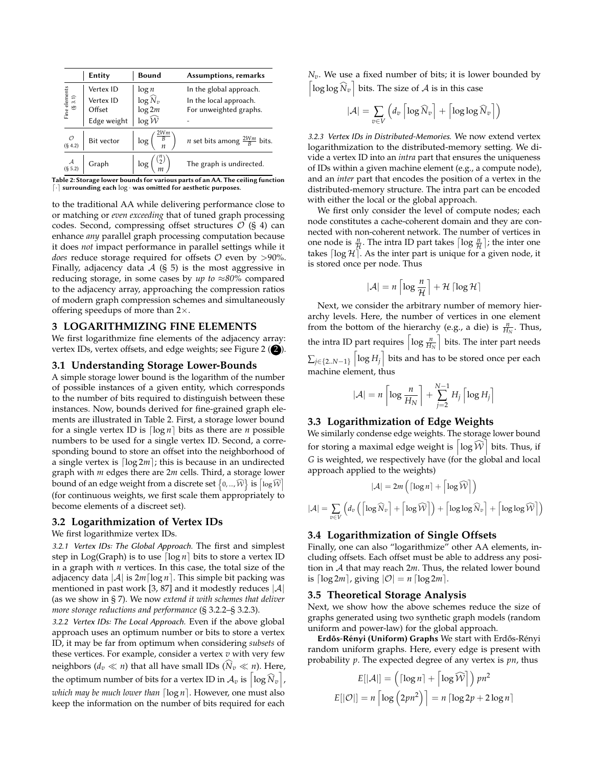| | Entity | Bound | Assumptions, remarks |
|---|---|---|---|
| Fine elements (§ 3.1) | Vertex ID | $\log n$ | In the global approach. |
| | Vertex ID | $\log \widehat{N}_v$ | In the local approach. |
| | Offset | $\log 2m$ | For unweighted graphs. |
| | Edge weight | $\log \widehat{\mathcal{W}}$ | - |
| $\mathcal{O}$ (§ 4.2) | Bit vector | $\log \binom{\frac{2Wm}{B}}{n}$ | $n$ set bits among $\frac{2Wm}{B}$ bits. |
| $\mathcal{A}$ (§ 5.2) | Graph | $\log \binom{\binom{n}{2}}{m}$ | The graph is undirected. |

**Table 2: Storage lower bounds for various parts of an AA. The ceiling function $\lceil\cdot\rceil$ surrounding each $\log\cdot$ was omitted for aesthetic purposes.**

to the traditional AA while delivering performance close to or matching or *even exceeding* that of tuned graph processing codes. Second, compressing offset structures $\mathcal{O}$ (§ 4) can enhance *any* parallel graph processing computation because it does *not* impact performance in parallel settings while it *does* reduce storage required for offsets $\mathcal{O}$ even by >90%. Finally, adjacency data $\mathcal{A}$ (§ 5) is the most aggressive in reducing storage, in some cases by *up to ≈80%* compared to the adjacency array, approaching the compression ratios of modern graph compression schemes and simultaneously offering speedups of more than 2×.

## 3 LOGARITHMIZING FINE ELEMENTS

We first logarithmize fine elements of the adjacency array: vertex IDs, vertex offsets, and edge weights; see Figure 2 (2).

### 3.1 Understanding Storage Lower-Bounds

A simple storage lower bound is the logarithm of the number of possible instances of a given entity, which corresponds to the number of bits required to distinguish between these instances. Now, bounds derived for fine-grained graph elements are illustrated in Table 2. First, a storage lower bound for a single vertex ID is $\lceil \log n \rceil$ bits as there are $n$ possible numbers to be used for a single vertex ID. Second, a corresponding bound to store an offset into the neighborhood of a single vertex is $\lceil \log 2m \rceil$; this is because in an undirected graph with $m$ edges there are $2m$ cells. Third, a storage lower bound of an edge weight from a discrete set $\{0, ..., \widehat{\mathcal{W}}\}$ is $\lceil \log \widehat{\mathcal{W}} \rceil$ (for continuous weights, we first scale them appropriately to become elements of a discreet set).

### 3.2 Logarithmization of Vertex IDs

We first logarithmize vertex IDs.

*3.2.1 Vertex IDs: The Global Approach.* The first and simplest step in Log(Graph) is to use $\lceil \log n \rceil$ bits to store a vertex ID in a graph with $n$ vertices. In this case, the total size of the adjacency data $|\mathcal{A}|$ is $2m\lceil \log n \rceil$. This simple bit packing was mentioned in past work [3, 87] and it modestly reduces $|\mathcal{A}|$ (as we show in § 7). We now *extend it with schemes that deliver more storage reductions and performance* (§ 3.2.2–§ 3.2.3).

*3.2.2 Vertex IDs: The Local Approach.* Even if the above global approach uses an optimum number or bits to store a vertex ID, it may be far from optimum when considering *subsets* of these vertices. For example, consider a vertex $v$ with very few neighbors ($d_v \ll n$) that all have small IDs ($\widehat{N}_v \ll n$). Here, the optimum number of bits for a vertex ID in $\mathcal{A}_v$ is $\lceil \log \widehat{N}_v \rceil$, *which may be much lower than* $\lceil \log n \rceil$. However, one must also keep the information on the number of bits required for each $N_v$. We use a fixed number of bits; it is lower bounded by $\lceil \log \log \widehat{N}_v \rceil$ bits. The size of $\mathcal{A}$ is in this case

$$|\mathcal{A}| = \sum_{v \in V} \left( d_v \left\lceil \log \widehat{N}_v \right\rceil + \left\lceil \log \log \widehat{N}_v \right\rceil \right)$$

*3.2.3 Vertex IDs in Distributed-Memories.* We now extend vertex logarithmization to the distributed-memory setting. We divide a vertex ID into an *intra* part that ensures the uniqueness of IDs within a given machine element (e.g., a compute node), and an *inter* part that encodes the position of a vertex in the distributed-memory structure. The intra part can be encoded with either the local or the global approach.

We first only consider the level of compute nodes; each node constitutes a cache-coherent domain and they are connected with non-coherent network. The number of vertices in one node is $\frac{n}{\mathcal{H}}$. The intra ID part takes $\lceil \log \frac{n}{\mathcal{H}} \rceil$; the inter one takes $\lceil \log \mathcal{H} \rceil$. As the inter part is unique for a given node, it is stored once per node. Thus

$$|\mathcal{A}| = n \left\lceil \log \frac{n}{\mathcal{H}} \right\rceil + \mathcal{H} \lceil \log \mathcal{H} \rceil$$

Next, we consider the arbitrary number of memory hierarchy levels. Here, the number of vertices in one element from the bottom of the hierarchy (e.g., a die) is $\frac{n}{H_N}$. Thus, the intra ID part requires $\left\lceil \log \frac{n}{H_N} \right\rceil$ bits. The inter part needs $\sum_{j \in \{2..N-1\}} \left\lceil \log H_j \right\rceil$ bits and has to be stored once per each machine element, thus

$$|\mathcal{A}| = n \left\lceil \log \frac{n}{H_N} \right\rceil + \sum_{j=2}^{N-1} H_j \left\lceil \log H_j \right\rceil$$

### 3.3 Logarithmization of Edge Weights

We similarly condense edge weights. The storage lower bound for storing a maximal edge weight is $\left\lceil \log \widehat{\mathcal{W}} \right\rceil$ bits. Thus, if $G$ is weighted, we respectively have (for the global and local approach applied to the weights)

$$|\mathcal{A}| = 2m \left( \lceil \log n \rceil + \left\lceil \log \widehat{\mathcal{W}} \right\rceil \right)$$

$$|\mathcal{A}| = \sum_{v \in V} \left( d_v \left( \left\lceil \log \widehat{N}_v \right\rceil + \left\lceil \log \widehat{\mathcal{W}} \right\rceil \right) + \left\lceil \log \log \widehat{N}_v \right\rceil + \left\lceil \log \log \widehat{\mathcal{W}} \right\rceil \right)$$

### 3.4 Logarithmization of Single Offsets

Finally, one can also "logarithmize" other AA elements, including offsets. Each offset must be able to address any position in $\mathcal{A}$ that may reach $2m$. Thus, the related lower bound is $\lceil \log 2m \rceil$, giving $|\mathcal{O}| = n \lceil \log 2m \rceil$.

### 3.5 Theoretical Storage Analysis

Next, we show how the above schemes reduce the size of graphs generated using two synthetic graph models (random uniform and power-law) for the global approach.

**Erdős-Rényi (Uniform) Graphs** We start with Erdős-Rényi random uniform graphs. Here, every edge is present with probability $p$. The expected degree of any vertex is $pn$, thus

$$E[|\mathcal{A}|] = \left( \lceil \log n \rceil + \left\lceil \log \widehat{\mathcal{W}} \right\rceil \right) pn^2$$

$$E[|\mathcal{O}|] = n \left\lceil \log \left( 2pn^2 \right) \right\rceil = n \lceil \log 2p + 2 \log n \rceil$$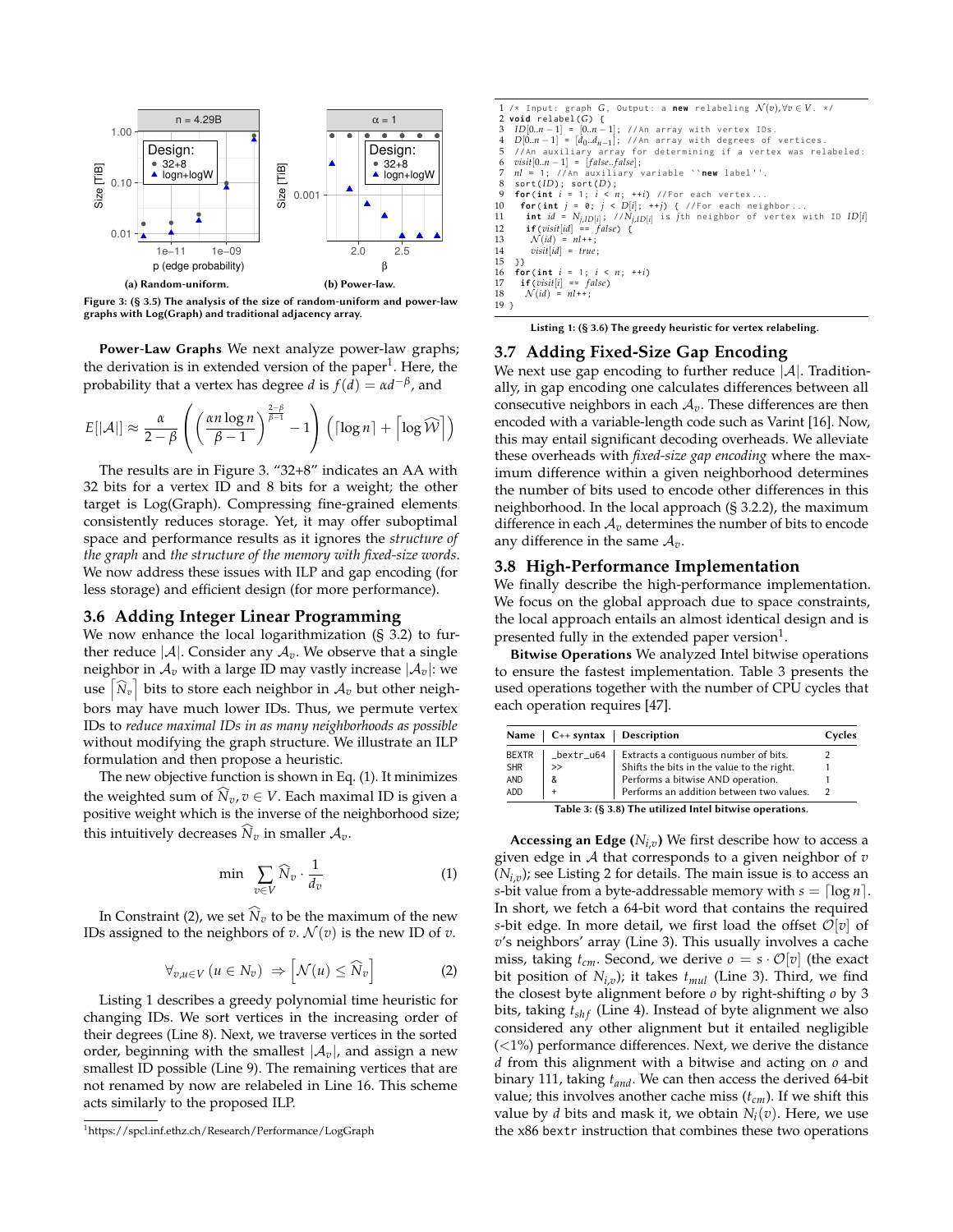Figure 3: (§ 3.5) The analysis of the size of random-uniform and power-law graphs with Log(Graph) and traditional adjacency array.

(a) Random-uniform. (b) Power-law.

**Power-Law Graphs** We next analyze power-law graphs; the derivation is in extended version of the paper[1]. Here, the probability that a vertex has degree $d$ is $f(d) = \alpha d^{-\beta}$, and

$$E[|\mathcal{A}|] \approx \frac{\alpha}{2-\beta}\left(\left(\frac{\alpha n \log n}{\beta - 1}\right)^{\frac{2-\beta}{\beta-1}} - 1\right)\left(\lceil \log n \rceil + \left\lceil \log \widehat{\mathcal{W}} \right\rceil\right)$$

The results are in Figure 3. "32+8" indicates an AA with 32 bits for a vertex ID and 8 bits for a weight; the other target is Log(Graph). Compressing fine-grained elements consistently reduces storage. Yet, it may offer suboptimal space and performance results as it ignores the *structure of the graph* and *the structure of the memory with fixed-size words*. We now address these issues with ILP and gap encoding (for less storage) and efficient design (for more performance).

## 3.6 Adding Integer Linear Programming

We now enhance the local logarithmization (§ 3.2) to further reduce $|\mathcal{A}|$. Consider any $\mathcal{A}_v$. We observe that a single neighbor in $\mathcal{A}_v$ with a large ID may vastly increase $|\mathcal{A}_v|$: we use $\lceil \widehat{N}_v \rceil$ bits to store each neighbor in $\mathcal{A}_v$ but other neighbors may have much lower IDs. Thus, we permute vertex IDs to *reduce maximal IDs in as many neighborhoods as possible* without modifying the graph structure. We illustrate an ILP formulation and then propose a heuristic.

The new objective function is shown in Eq. (1). It minimizes the weighted sum of $\widehat{N}_v, v \in V$. Each maximal ID is given a positive weight which is the inverse of the neighborhood size; this intuitively decreases $\widehat{N}_v$ in smaller $\mathcal{A}_v$.

$$\min \sum_{v \in V} \widehat{N}_v \cdot \frac{1}{d_v} \tag{1}$$

In Constraint (2), we set $\widehat{N}_v$ to be the maximum of the new IDs assigned to the neighbors of $v$. $\mathcal{N}(v)$ is the new ID of $v$.

$$\forall_{v,u \in V}\ (u \in N_v) \Rightarrow \left[\mathcal{N}(u) \leq \widehat{N}_v\right] \tag{2}$$

Listing 1 describes a greedy polynomial time heuristic for changing IDs. We sort vertices in the increasing order of their degrees (Line 8). Next, we traverse vertices in the sorted order, beginning with the smallest $|\mathcal{A}_v|$, and assign a new smallest ID possible (Line 9). The remaining vertices that are not renamed by now are relabeled in Line 16. This scheme acts similarly to the proposed ILP.

[1] https://spcl.inf.ethz.ch/Research/Performance/LogGraph

```
1  /* Input: graph G, Output: a new relabeling N(v),∀v ∈ V. */
2  void relabel(G) {
3   ID[0..n − 1] = [0..n − 1]; //An array with vertex IDs.
4   D[0..n − 1] = [d_0..d_{n−1}]; //An array with degrees of vertices.
5   //An auxiliary array for determining if a vertex was relabeled:
6   visit[0..n − 1] = [false..false];
7   nl = 1; //An auxiliary variable ``new label''.
8   sort(ID); sort(D);
9   for(int i = 1; i < n; ++i) //For each vertex...
10   for(int j = 0; j < D[i]; ++j) { //For each neighbor...
11    int id = N_{j,ID[i]}; //N_{j,ID[i]} is jth neighbor of vertex with ID ID[i]
12    if(visit[id] == false) {
13     N(id) = nl++;
14     visit[id] = true;
15  }}
16  for(int i = 1; i < n; ++i)
17   if(visit[i] == false)
18    N(id) = nl++;
19 }
```

Listing 1: (§ 3.6) The greedy heuristic for vertex relabeling.

## 3.7 Adding Fixed-Size Gap Encoding

We next use gap encoding to further reduce $|\mathcal{A}|$. Traditionally, in gap encoding one calculates differences between all consecutive neighbors in each $\mathcal{A}_v$. These differences are then encoded with a variable-length code such as Varint [16]. Now, this may entail significant decoding overheads. We alleviate these overheads with *fixed-size gap encoding* where the maximum difference within a given neighborhood determines the number of bits used to encode other differences in this neighborhood. In the local approach (§ 3.2.2), the maximum difference in each $\mathcal{A}_v$ determines the number of bits to encode any difference in the same $\mathcal{A}_v$.

## 3.8 High-Performance Implementation

We finally describe the high-performance implementation. We focus on the global approach due to space constraints, the local approach entails an almost identical design and is presented fully in the extended paper version[1].

**Bitwise Operations** We analyzed Intel bitwise operations to ensure the fastest implementation. Table 3 presents the used operations together with the number of CPU cycles that each operation requires [47].

| Name | C++ syntax | Description | Cycles |
|---|---|---|---|
| BEXTR | _bextr_u64 | Extracts a contiguous number of bits. | 2 |
| SHR | >> | Shifts the bits in the value to the right. | 1 |
| AND | & | Performs a bitwise AND operation. | 1 |
| ADD | + | Performs an addition between two values. | 2 |

Table 3: (§ 3.8) The utilized Intel bitwise operations.

**Accessing an Edge ($N_{i,v}$)** We first describe how to access a given edge in $\mathcal{A}$ that corresponds to a given neighbor of $v$ ($N_{i,v}$); see Listing 2 for details. The main issue is to access an $s$-bit value from a byte-addressable memory with $s = \lceil \log n \rceil$. In short, we fetch a 64-bit word that contains the required $s$-bit edge. In more detail, we first load the offset $\mathcal{O}[v]$ of $v$'s neighbors' array (Line 3). This usually involves a cache miss, taking $t_{cm}$. Second, we derive $o = s \cdot \mathcal{O}[v]$ (the exact bit position of $N_{i,v}$); it takes $t_{mul}$ (Line 3). Third, we find the closest byte alignment before $o$ by right-shifting $o$ by 3 bits, taking $t_{shf}$ (Line 4). Instead of byte alignment we also considered any other alignment but it entailed negligible (<1%) performance differences. Next, we derive the distance $d$ from this alignment with a bitwise and acting on $o$ and binary 111, taking $t_{and}$. We can then access the derived 64-bit value; this involves another cache miss ($t_{cm}$). If we shift this value by $d$ bits and mask it, we obtain $N_i(v)$. Here, we use the x86 bextr instruction that combines these two operations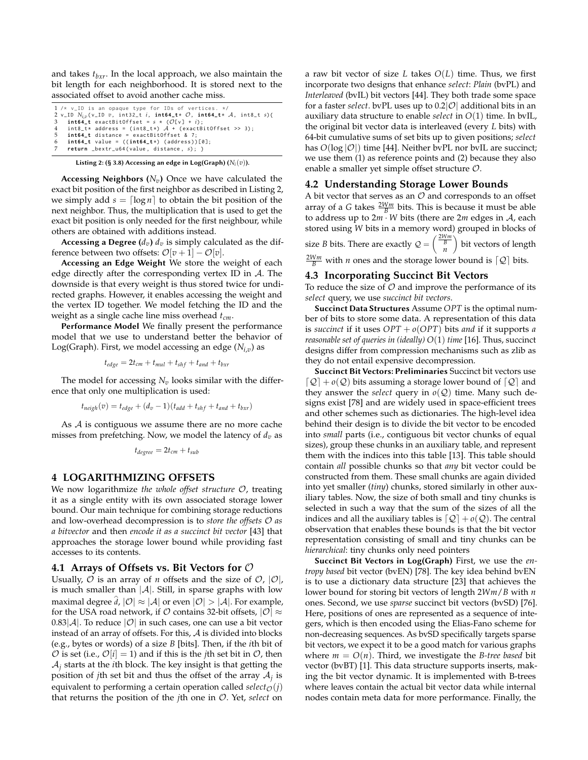and takes $t_{bxr}$. In the local approach, we also maintain the bit length for each neighborhood. It is stored next to the associated offset to avoid another cache miss.

```
1 /* v_ID is an opaque type for IDs of vertices. */
2 v_ID N_{i,v}(v_ID v, int32_t i, int64_t* O, int64_t* A, int8_t s){
3   int64_t exactBitOffset = s * (O[v] + i);
4   int8_t* address = (int8_t*) A + (exactBitOffset >> 3);
5   int64_t distance = exactBitOffset & 7;
6   int64_t value = ((int64_t*) (address))[0];
7   return _bextr_u64(value, distance, s); }
```

**Listing 2: (§ 3.8) Accessing an edge in Log(Graph) ($N_i(v)$).**

**Accessing Neighbors ($N_v$)** Once we have calculated the exact bit position of the first neighbor as described in Listing 2, we simply add $s = \lceil \log n \rceil$ to obtain the bit position of the next neighbor. Thus, the multiplication that is used to get the exact bit position is only needed for the first neighbour, while others are obtained with additions instead.

**Accessing a Degree ($d_v$)** $d_v$ is simply calculated as the difference between two offsets: $\mathcal{O}[v+1] - \mathcal{O}[v]$.

**Accessing an Edge Weight** We store the weight of each edge directly after the corresponding vertex ID in $\mathcal{A}$. The downside is that every weight is thus stored twice for undirected graphs. However, it enables accessing the weight and the vertex ID together. We model fetching the ID and the weight as a single cache line miss overhead $t_{cm}$.

**Performance Model** We finally present the performance model that we use to understand better the behavior of Log(Graph). First, we model accessing an edge ($N_{i,v}$) as

$$t_{edge} = 2t_{cm} + t_{mul} + t_{shf} + t_{and} + t_{bxr}$$

The model for accessing $N_v$ looks similar with the difference that only one multiplication is used:

$$t_{neigh}(v) = t_{edge} + (d_v - 1)(t_{add} + t_{shf} + t_{and} + t_{bxr})$$

As $\mathcal{A}$ is contiguous we assume there are no more cache misses from prefetching. Now, we model the latency of $d_v$ as

$$t_{degree} = 2t_{cm} + t_{sub}$$

## 4 LOGARITHMIZING OFFSETS

We now logarithmize *the whole offset structure* $\mathcal{O}$, treating it as a single entity with its own associated storage lower bound. Our main technique for combining storage reductions and low-overhead decompression is to *store the offsets* $\mathcal{O}$ *as a bitvector* and then *encode it as a succinct bit vector* [43] that approaches the storage lower bound while providing fast accesses to its contents.

### 4.1 Arrays of Offsets vs. Bit Vectors for $\mathcal{O}$

Usually, $\mathcal{O}$ is an array of $n$ offsets and the size of $\mathcal{O}$, $|\mathcal{O}|$, is much smaller than $|\mathcal{A}|$. Still, in sparse graphs with low maximal degree $\hat{d}$, $|\mathcal{O}| \approx |\mathcal{A}|$ or even $|\mathcal{O}| > |\mathcal{A}|$. For example, for the USA road network, if $\mathcal{O}$ contains 32-bit offsets, $|\mathcal{O}| \approx 0.83|\mathcal{A}|$. To reduce $|\mathcal{O}|$ in such cases, one can use a bit vector instead of an array of offsets. For this, $\mathcal{A}$ is divided into blocks (e.g., bytes or words) of a size $B$ [bits]. Then, if the $i$th bit of $\mathcal{O}$ is set (i.e., $\mathcal{O}[i] = 1$) and if this is the $j$th set bit in $\mathcal{O}$, then $\mathcal{A}_j$ starts at the $i$th block. The key insight is that getting the position of $j$th set bit and thus the offset of the array $\mathcal{A}_j$ is equivalent to performing a certain operation called $select_{\mathcal{O}}(j)$ that returns the position of the $j$th one in $\mathcal{O}$. Yet, *select* on a raw bit vector of size $L$ takes $O(L)$ time. Thus, we first incorporate two designs that enhance *select*: *Plain* (bvPL) and *Interleaved* (bvIL) bit vectors [44]. They both trade some space for a faster *select*. bvPL uses up to $0.2|\mathcal{O}|$ additional bits in an auxiliary data structure to enable *select* in $O(1)$ time. In bvIL, the original bit vector data is interleaved (every $L$ bits) with 64-bit cumulative sums of set bits up to given positions; *select* has $O(\log |\mathcal{O}|)$ time [44]. Neither bvPL nor bvIL are succinct; we use them (1) as reference points and (2) because they also enable a smaller yet simple offset structure $\mathcal{O}$.

### 4.2 Understanding Storage Lower Bounds

A bit vector that serves as an $\mathcal{O}$ and corresponds to an offset array of a $G$ takes $\frac{2Wm}{B}$ bits. This is because it must be able to address up to $2m \cdot W$ bits (there are $2m$ edges in $\mathcal{A}$, each stored using $W$ bits in a memory word) grouped in blocks of size $B$ bits. There are exactly $\mathcal{Q} = \binom{\frac{2Wm}{B}}{n}$ bit vectors of length $\frac{2Wm}{B}$ with $n$ ones and the storage lower bound is $\lceil \mathcal{Q} \rceil$ bits.

### 4.3 Incorporating Succinct Bit Vectors

To reduce the size of $\mathcal{O}$ and improve the performance of its *select* query, we use *succinct bit vectors.*

**Succinct Data Structures** Assume $OPT$ is the optimal number of bits to store some data. A representation of this data is *succinct* if it uses $OPT + o(OPT)$ bits *and* if it supports *a reasonable set of queries in (ideally)* $O(1)$ *time* [16]. Thus, succinct designs differ from compression mechanisms such as zlib as they do not entail expensive decompression.

**Succinct Bit Vectors: Preliminaries** Succinct bit vectors use $\lceil \mathcal{Q} \rceil + o(\mathcal{Q})$ bits assuming a storage lower bound of $\lceil \mathcal{Q} \rceil$ and they answer the *select* query in $o(\mathcal{Q})$ time. Many such designs exist [78] and are widely used in space-efficient trees and other schemes such as dictionaries. The high-level idea behind their design is to divide the bit vector to be encoded into *small* parts (i.e., contiguous bit vector chunks of equal sizes), group these chunks in an auxiliary table, and represent them with the indices into this table [13]. This table should contain *all* possible chunks so that *any* bit vector could be constructed from them. These small chunks are again divided into yet smaller (*tiny*) chunks, stored similarly in other auxiliary tables. Now, the size of both small and tiny chunks is selected in such a way that the sum of the sizes of all the indices and all the auxiliary tables is $\lceil \mathcal{Q} \rceil + o(\mathcal{Q})$. The central observation that enables these bounds is that the bit vector representation consisting of small and tiny chunks can be *hierarchical*: tiny chunks only need pointers

**Succinct Bit Vectors in Log(Graph)** First, we use the *entropy based* bit vector (bvEN) [78]. The key idea behind bvEN is to use a dictionary data structure [23] that achieves the lower bound for storing bit vectors of length $2Wm/B$ with $n$ ones. Second, we use *sparse* succinct bit vectors (bvSD) [76]. Here, positions of ones are represented as a sequence of integers, which is then encoded using the Elias-Fano scheme for non-decreasing sequences. As bvSD specifically targets sparse bit vectors, we expect it to be a good match for various graphs where $m = O(n)$. Third, we investigate the *B-tree based* bit vector (bvBT) [1]. This data structure supports inserts, making the bit vector dynamic. It is implemented with B-trees where leaves contain the actual bit vector data while internal nodes contain meta data for more performance. Finally, the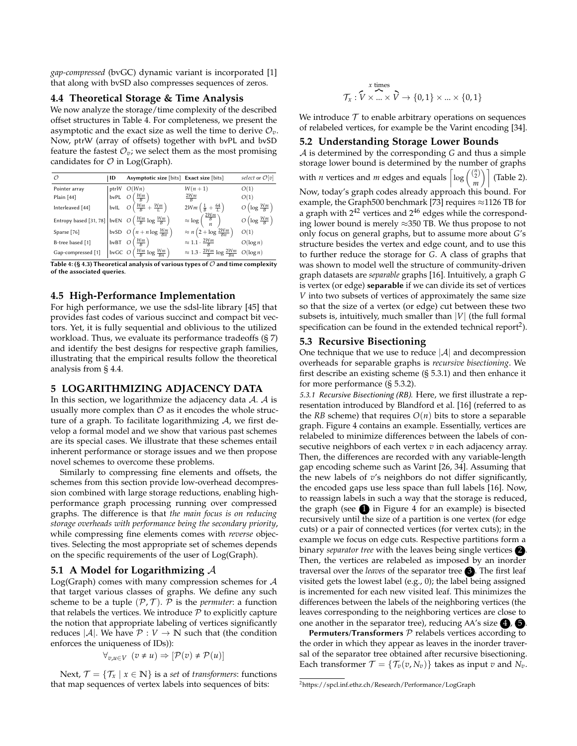*gap-compressed* (bvGC) dynamic variant is incorporated [1] that along with bvSD also compresses sequences of zeros.

### 4.4 Theoretical Storage & Time Analysis

We now analyze the storage/time complexity of the described offset structures in Table 4. For completeness, we present the asymptotic and the exact size as well the time to derive $\mathcal{O}_v$. Now, ptrW (array of offsets) together with bvPL and bvSD feature the fastest $\mathcal{O}_v$; we select them as the most promising candidates for $\mathcal{O}$ in Log(Graph).

| $\mathcal{O}$ | ID | Asymptotic size [bits] | Exact size [bits] | *select* or $\mathcal{O}[v]$ |
|---|---|---|---|---|
| Pointer array | ptrW | $O(Wn)$ | $W(n+1)$ | $O(1)$ |
| Plain [44] | bvPL | $O\left(\frac{Wm}{B}\right)$ | $\frac{2Wm}{B}$ | $O(1)$ |
| Interleaved [44] | bvIL | $O\left(\frac{Wm}{B} + \frac{Wm}{L}\right)$ | $2Wm\left(\frac{1}{B} + \frac{64}{L}\right)$ | $O\left(\log \frac{Wm}{B}\right)$ |
| Entropy based [31, 78] | bvEN | $O\left(\frac{Wm}{B} \log \frac{Wm}{B}\right)$ | $\approx \log \binom{\frac{2Wm}{B}}{n}$ | $O\left(\log \frac{Wm}{B}\right)$ |
| Sparse [76] | bvSD | $O\left(n + n \log \frac{Wm}{Bn}\right)$ | $\approx n\left(2 + \log \frac{2Wm}{Bn}\right)$ | $O(1)$ |
| B-tree based [1] | bvBT | $O\left(\frac{Wm}{B}\right)$ | $\approx 1.1 \cdot \frac{2Wm}{B}$ | $O(\log n)$ |
| Gap-compressed [1] | bvGC | $O\left(\frac{Wm}{B} \log \frac{Wm}{Bn}\right)$ | $\approx 1.3 \cdot \frac{2Wm}{B} \log \frac{2Wm}{Bn}$ | $O(\log n)$ |

**Table 4: (§ 4.3) Theoretical analysis of various types of $\mathcal{O}$ and time complexity of the associated queries.**

### 4.5 High-Performance Implementation

For high performance, we use the sdsl-lite library [45] that provides fast codes of various succinct and compact bit vectors. Yet, it is fully sequential and oblivious to the utilized workload. Thus, we evaluate its performance tradeoffs (§ 7) and identify the best designs for respective graph families, illustrating that the empirical results follow the theoretical analysis from § 4.4.

## 5 LOGARITHMIZING ADJACENCY DATA

In this section, we logarithmize the adjacency data $\mathcal{A}$. $\mathcal{A}$ is usually more complex than $\mathcal{O}$ as it encodes the whole structure of a graph. To facilitate logarithmizing $\mathcal{A}$, we first develop a formal model and we show that various past schemes are its special cases. We illustrate that these schemes entail inherent performance or storage issues and we then propose novel schemes to overcome these problems.

Similarly to compressing fine elements and offsets, the schemes from this section provide low-overhead decompression combined with large storage reductions, enabling high-performance graph processing running over compressed graphs. The difference is that *the main focus is on reducing storage overheads with performance being the secondary priority*, while compressing fine elements comes with *reverse* objectives. Selecting the most appropriate set of schemes depends on the specific requirements of the user of Log(Graph).

### 5.1 A Model for Logarithmizing $\mathcal{A}$

Log(Graph) comes with many compression schemes for $\mathcal{A}$ that target various classes of graphs. We define any such scheme to be a tuple $(\mathcal{P}, \mathcal{T})$. $\mathcal{P}$ is the *permuter*: a function that relabels the vertices. We introduce $\mathcal{P}$ to explicitly capture the notion that appropriate labeling of vertices significantly reduces $|\mathcal{A}|$. We have $\mathcal{P} : V \rightarrow \mathbb{N}$ such that (the condition enforces the uniqueness of IDs)):

$$\forall_{v,u \in V} \ (v \neq u) \Rightarrow [\mathcal{P}(v) \neq \mathcal{P}(u)]$$

Next, $\mathcal{T} = \{\mathcal{T}_x \mid x \in \mathbb{N}\}$ is a *set* of *transformers*: functions that map sequences of vertex labels into sequences of bits:

$$\mathcal{T}_x : \overbrace{\widehat{V} \times ... \times \widehat{V}}^{x \text{ times}} \rightarrow \{0,1\} \times ... \times \{0,1\}$$

We introduce $\mathcal{T}$ to enable arbitrary operations on sequences of relabeled vertices, for example be the Varint encoding [34].

### 5.2 Understanding Storage Lower Bounds

$\mathcal{A}$ is determined by the corresponding $G$ and thus a simple storage lower bound is determined by the number of graphs with $n$ vertices and $m$ edges and equals $\left\lceil \log \binom{\binom{n}{2}}{m} \right\rceil$ (Table 2). Now, today's graph codes already approach this bound. For example, the Graph500 benchmark [73] requires ≈1126 TB for a graph with $2^{42}$ vertices and $2^{46}$ edges while the corresponding lower bound is merely ≈350 TB. We thus propose to not only focus on general graphs, but to assume more about $G$'s structure besides the vertex and edge count, and to use this to further reduce the storage for $G$. A class of graphs that was shown to model well the structure of community-driven graph datasets are *separable* graphs [16]. Intuitively, a graph $G$ is vertex (or edge) **separable** if we can divide its set of vertices $V$ into two subsets of vertices of approximately the same size so that the size of a vertex (or edge) cut between these two subsets is, intuitively, much smaller than $|V|$ (the full formal specification can be found in the extended technical report[2]).

### 5.3 Recursive Bisectioning

One technique that we use to reduce $|\mathcal{A}|$ and decompression overheads for separable graphs is *recursive bisectioning*. We first describe an existing scheme (§ 5.3.1) and then enhance it for more performance (§ 5.3.2).

*5.3.1 Recursive Bisectioning (RB).* Here, we first illustrate a representation introduced by Blandford et al. [16] (referred to as the *RB* scheme) that requires $O(n)$ bits to store a separable graph. Figure 4 contains an example. Essentially, vertices are relabeled to minimize differences between the labels of consecutive neighbors of each vertex $v$ in each adjacency array. Then, the differences are recorded with any variable-length gap encoding scheme such as Varint [26, 34]. Assuming that the new labels of $v$'s neighbors do not differ significantly, the encoded gaps use less space than full labels [16]. Now, to reassign labels in such a way that the storage is reduced, the graph (see ❶ in Figure 4 for an example) is bisected recursively until the size of a partition is one vertex (for edge cuts) or a pair of connected vertices (for vertex cuts); in the example we focus on edge cuts. Respective partitions form a binary *separator tree* with the leaves being single vertices ❷. Then, the vertices are relabeled as imposed by an inorder traversal over the *leaves* of the separator tree ❸. The first leaf visited gets the lowest label (e.g., 0); the label being assigned is incremented for each new visited leaf. This minimizes the differences between the labels of the neighboring vertices (the leaves corresponding to the neighboring vertices are close to one another in the separator tree), reducing AA's size ❹, ❺.

**Permuters/Transformers** $\mathcal{P}$ relabels vertices according to the order in which they appear as leaves in the inorder traversal of the separator tree obtained after recursive bisectioning. Each transformer $\mathcal{T} = \{\mathcal{T}_v(v, N_v)\}$ takes as input $v$ and $N_v$.

[2] https://spcl.inf.ethz.ch/Research/Performance/LogGraph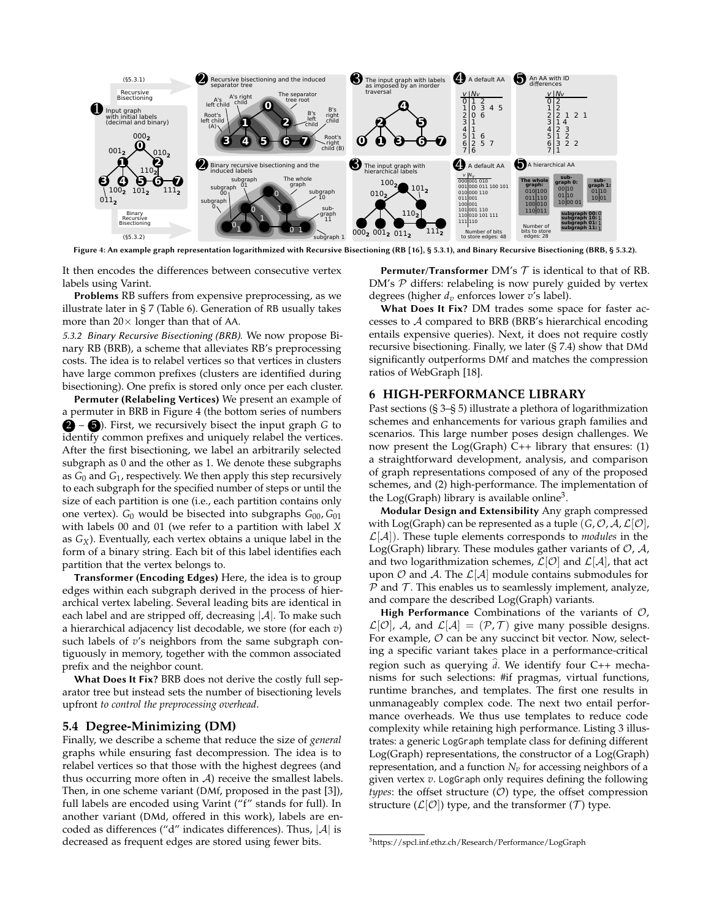Figure 4: An example graph representation logarithmized with Recursive Bisectioning (RB [16], § 5.3.1), and Binary Recursive Bisectioning (BRB, § 5.3.2).

It then encodes the differences between consecutive vertex labels using Varint.

**Problems** RB suffers from expensive preprocessing, as we illustrate later in § 7 (Table 6). Generation of RB usually takes more than 20× longer than that of AA.

*5.3.2 Binary Recursive Bisectioning (BRB).* We now propose Binary RB (BRB), a scheme that alleviates RB's preprocessing costs. The idea is to relabel vertices so that vertices in clusters have large common prefixes (clusters are identified during bisectioning). One prefix is stored only once per each cluster.

**Permuter (Relabeling Vertices)** We present an example of a permuter in BRB in Figure 4 (the bottom series of numbers 2 – 5). First, we recursively bisect the input graph $G$ to identify common prefixes and uniquely relabel the vertices. After the first bisectioning, we label an arbitrarily selected subgraph as 0 and the other as 1. We denote these subgraphs as $G_0$ and $G_1$, respectively. We then apply this step recursively to each subgraph for the specified number of steps or until the size of each partition is one (i.e., each partition contains only one vertex). $G_0$ would be bisected into subgraphs $G_{00}, G_{01}$ with labels 00 and 01 (we refer to a partition with label $X$ as $G_X$). Eventually, each vertex obtains a unique label in the form of a binary string. Each bit of this label identifies each partition that the vertex belongs to.

**Transformer (Encoding Edges)** Here, the idea is to group edges within each subgraph derived in the process of hierarchical vertex labeling. Several leading bits are identical in each label and are stripped off, decreasing $|\mathcal{A}|$. To make such a hierarchical adjacency list decodable, we store (for each $v$) such labels of $v$'s neighbors from the same subgraph contiguously in memory, together with the common associated prefix and the neighbor count.

**What Does It Fix?** BRB does not derive the costly full separator tree but instead sets the number of bisectioning levels upfront *to control the preprocessing overhead*.

### 5.4 Degree-Minimizing (DM)

Finally, we describe a scheme that reduce the size of *general* graphs while ensuring fast decompression. The idea is to relabel vertices so that those with the highest degrees (and thus occurring more often in $\mathcal{A}$) receive the smallest labels. Then, in one scheme variant (DMf, proposed in the past [3]), full labels are encoded using Varint ("f" stands for full). In another variant (DMd, offered in this work), labels are encoded as differences ("d" indicates differences). Thus, $|\mathcal{A}|$ is decreased as frequent edges are stored using fewer bits.

**Permuter/Transformer** DM's $\mathcal{T}$ is identical to that of RB. DM's $\mathcal{P}$ differs: relabeling is now purely guided by vertex degrees (higher $d_v$ enforces lower $v$'s label).

**What Does It Fix?** DM trades some space for faster accesses to $\mathcal{A}$ compared to BRB (BRB's hierarchical encoding entails expensive queries). Next, it does not require costly recursive bisectioning. Finally, we later (§ 7.4) show that DMd significantly outperforms DMf and matches the compression ratios of WebGraph [18].

## 6 HIGH-PERFORMANCE LIBRARY

Past sections (§ 3–§ 5) illustrate a plethora of logarithmization schemes and enhancements for various graph families and scenarios. This large number poses design challenges. We now present the Log(Graph) C++ library that ensures: (1) a straightforward development, analysis, and comparison of graph representations composed of any of the proposed schemes, and (2) high-performance. The implementation of the Log(Graph) library is available online[3].

**Modular Design and Extensibility** Any graph compressed with Log(Graph) can be represented as a tuple $(G, \mathcal{O}, \mathcal{A}, \mathcal{L}[\mathcal{O}], \mathcal{L}[\mathcal{A}])$. These tuple elements corresponds to *modules* in the Log(Graph) library. These modules gather variants of $\mathcal{O}$, $\mathcal{A}$, and two logarithmization schemes, $\mathcal{L}[\mathcal{O}]$ and $\mathcal{L}[\mathcal{A}]$, that act upon $\mathcal{O}$ and $\mathcal{A}$. The $\mathcal{L}[\mathcal{A}]$ module contains submodules for $\mathcal{P}$ and $\mathcal{T}$. This enables us to seamlessly implement, analyze, and compare the described Log(Graph) variants.

**High Performance** Combinations of the variants of $\mathcal{O}$, $\mathcal{L}[\mathcal{O}]$, $\mathcal{A}$, and $\mathcal{L}[\mathcal{A}] = (\mathcal{P}, \mathcal{T})$ give many possible designs. For example, $\mathcal{O}$ can be any succinct bit vector. Now, selecting a specific variant takes place in a performance-critical region such as querying $\widehat{d}$. We identify four C++ mechanisms for such selections: #if pragmas, virtual functions, runtime branches, and templates. The first one results in unmanageably complex code. The next two entail performance overheads. We thus use templates to reduce code complexity while retaining high performance. Listing 3 illustrates: a generic LogGraph template class for defining different Log(Graph) representations, the constructor of a Log(Graph) representation, and a function $N_v$ for accessing neighbors of a given vertex $v$. LogGraph only requires defining the following *types*: the offset structure ($\mathcal{O}$) type, the offset compression structure ($\mathcal{L}[\mathcal{O}]$) type, and the transformer ($\mathcal{T}$) type.

[3] https://spcl.inf.ethz.ch/Research/Performance/LogGraph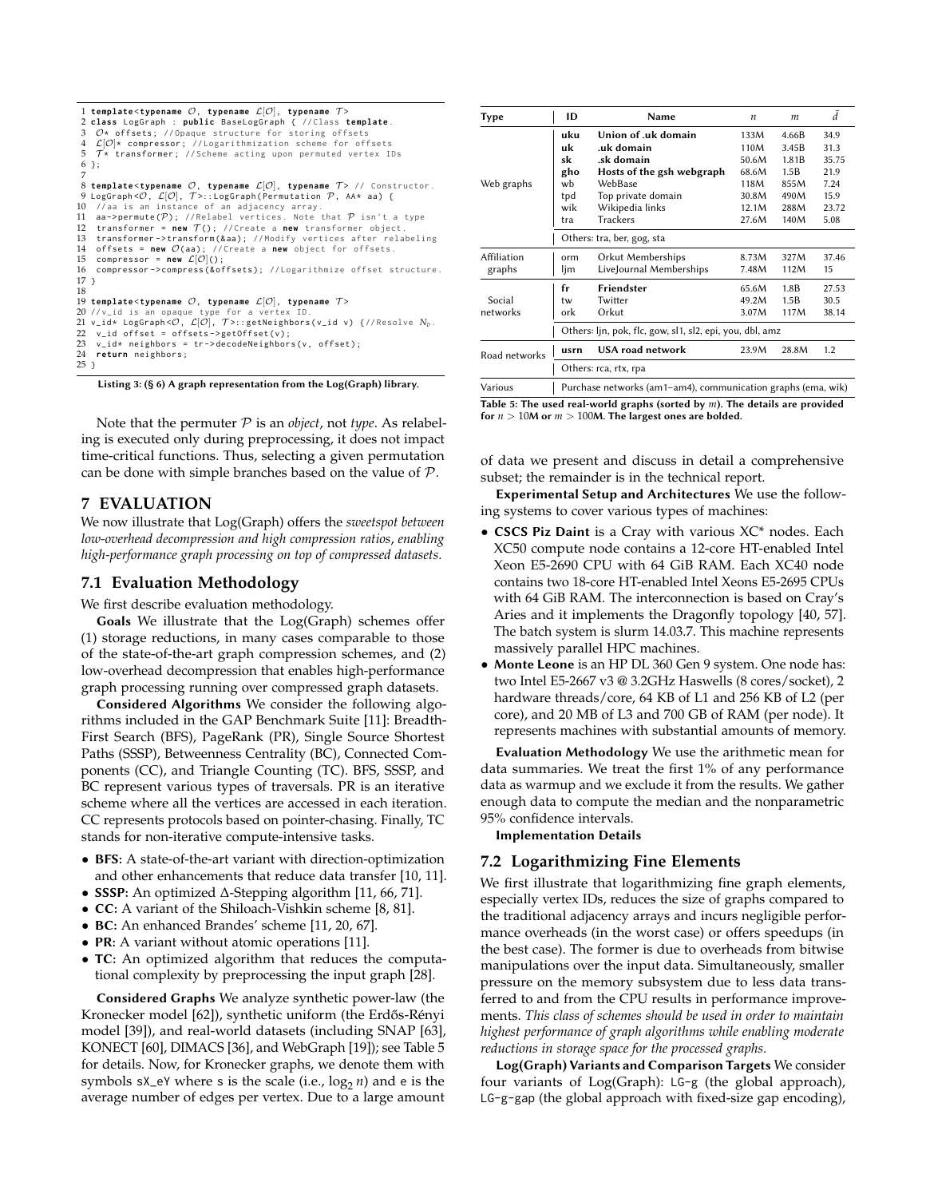```
1 template<typename 𝒪, typename ℒ[𝒪], typename 𝒯>
2 class LogGraph : public BaseLogGraph { //Class template.
3  𝒪* offsets; //Opaque structure for storing offsets
4  ℒ[𝒪]* compressor; //Logarithmization scheme for offsets
5  𝒯* transformer; //Scheme acting upon permuted vertex IDs
6 };
7
8 template<typename 𝒪, typename ℒ[𝒪], typename 𝒯> // Constructor.
9 LogGraph<𝒪, ℒ[𝒪], 𝒯>::LogGraph(Permutation 𝒫, AA* aa) {
10  //aa is an instance of an adjacency array.
11  aa->permute(𝒫); //Relabel vertices. Note that 𝒫 isn't a type
12  transformer = new 𝒯(); //Create a new transformer object.
13  transformer->transform(&aa); //Modify vertices after relabeling
14  offsets = new 𝒪(aa); //Create a new object for offsets.
15  compressor = new ℒ[𝒪]();
16  compressor->compress(&offsets); //Logarithmize offset structure.
17 }
18
19 template<typename 𝒪, typename ℒ[𝒪], typename 𝒯>
20 //v_id is an opaque type for a vertex ID.
21 v_id* LogGraph<𝒪, ℒ[𝒪], 𝒯>::getNeighbors(v_id v) {//Resolve N_v.
22  v_id offset = offsets->getOffset(v);
23  v_id* neighbors = tr->decodeNeighbors(v, offset);
24  return neighbors;
25 }
```

**Listing 3: (§ 6) A graph representation from the Log(Graph) library.**

Note that the permuter $\mathcal{P}$ is an *object*, not *type*. As relabeling is executed only during preprocessing, it does not impact time-critical functions. Thus, selecting a given permutation can be done with simple branches based on the value of $\mathcal{P}$.

## 7 EVALUATION

We now illustrate that Log(Graph) offers the *sweetspot between low-overhead decompression and high compression ratios, enabling high-performance graph processing on top of compressed datasets.*

### 7.1 Evaluation Methodology

We first describe evaluation methodology.

**Goals** We illustrate that the Log(Graph) schemes offer (1) storage reductions, in many cases comparable to those of the state-of-the-art graph compression schemes, and (2) low-overhead decompression that enables high-performance graph processing running over compressed graph datasets.

**Considered Algorithms** We consider the following algorithms included in the GAP Benchmark Suite [11]: Breadth-First Search (BFS), PageRank (PR), Single Source Shortest Paths (SSSP), Betweenness Centrality (BC), Connected Components (CC), and Triangle Counting (TC). BFS, SSSP, and BC represent various types of traversals. PR is an iterative scheme where all the vertices are accessed in each iteration. CC represents protocols based on pointer-chasing. Finally, TC stands for non-iterative compute-intensive tasks.

- **BFS:** A state-of-the-art variant with direction-optimization and other enhancements that reduce data transfer [10, 11].
- **SSSP:** An optimized Δ-Stepping algorithm [11, 66, 71].
- **CC:** A variant of the Shiloach-Vishkin scheme [8, 81].
- **BC:** An enhanced Brandes' scheme [11, 20, 67].
- **PR:** A variant without atomic operations [11].
- **TC:** An optimized algorithm that reduces the computational complexity by preprocessing the input graph [28].

**Considered Graphs** We analyze synthetic power-law (the Kronecker model [62]), synthetic uniform (the Erdős-Rényi model [39]), and real-world datasets (including SNAP [63], KONECT [60], DIMACS [36], and WebGraph [19]); see Table 5 for details. Now, for Kronecker graphs, we denote them with symbols sX_eY where s is the scale (i.e., $\log_2 n$) and e is the average number of edges per vertex. Due to a large amount of data we present and discuss in detail a comprehensive subset; the remainder is in the technical report.

| Type | ID | Name | $n$ | $m$ | $\bar{d}$ |
|---|---|---|---|---|---|
| Web graphs | **uku** | **Union of .uk domain** | 133M | 4.66B | 34.9 |
| | **uk** | **.uk domain** | 110M | 3.45B | 31.3 |
| | **sk** | **.sk domain** | 50.6M | 1.81B | 35.75 |
| | **gho** | **Hosts of the gsh webgraph** | 68.6M | 1.5B | 21.9 |
| | wb | WebBase | 118M | 855M | 7.24 |
| | tpd | Top private domain | 30.8M | 490M | 15.9 |
| | wik | Wikipedia links | 12.1M | 288M | 23.72 |
| | tra | Trackers | 27.6M | 140M | 5.08 |
| | Others: tra, ber, gog, sta | | | | |
| Affiliation graphs | orm | Orkut Memberships | 8.73M | 327M | 37.46 |
| | ljm | LiveJournal Memberships | 7.48M | 112M | 15 |
| Social networks | **fr** | **Friendster** | 65.6M | 1.8B | 27.53 |
| | tw | Twitter | 49.2M | 1.5B | 30.5 |
| | ork | Orkut | 3.07M | 117M | 38.14 |
| | Others: ljn, pok, flc, gow, sl1, sl2, epi, you, dbl, amz | | | | |
| Road networks | **usrn** | **USA road network** | 23.9M | 28.8M | 1.2 |
| | Others: rca, rtx, rpa | | | | |
| Various | Purchase networks (am1–am4), communication graphs (ema, wik) | | | | |

**Table 5: The used real-world graphs (sorted by $m$). The details are provided for $n > 10$M or $m > 100$M. The largest ones are bolded.**

**Experimental Setup and Architectures** We use the following systems to cover various types of machines:

- **CSCS Piz Daint** is a Cray with various XC* nodes. Each XC50 compute node contains a 12-core HT-enabled Intel Xeon E5-2690 CPU with 64 GiB RAM. Each XC40 node contains two 18-core HT-enabled Intel Xeons E5-2695 CPUs with 64 GiB RAM. The interconnection is based on Cray's Aries and it implements the Dragonfly topology [40, 57]. The batch system is slurm 14.03.7. This machine represents massively parallel HPC machines.
- **Monte Leone** is an HP DL 360 Gen 9 system. One node has: two Intel E5-2667 v3 @ 3.2GHz Haswells (8 cores/socket), 2 hardware threads/core, 64 KB of L1 and 256 KB of L2 (per core), and 20 MB of L3 and 700 GB of RAM (per node). It represents machines with substantial amounts of memory.

**Evaluation Methodology** We use the arithmetic mean for data summaries. We treat the first 1% of any performance data as warmup and we exclude it from the results. We gather enough data to compute the median and the nonparametric 95% confidence intervals.

**Implementation Details**

### 7.2 Logarithmizing Fine Elements

We first illustrate that logarithmizing fine graph elements, especially vertex IDs, reduces the size of graphs compared to the traditional adjacency arrays and incurs negligible performance overheads (in the worst case) or offers speedups (in the best case). The former is due to overheads from bitwise manipulations over the input data. Simultaneously, smaller pressure on the memory subsystem due to less data transferred to and from the CPU results in performance improvements. *This class of schemes should be used in order to maintain highest performance of graph algorithms while enabling moderate reductions in storage space for the processed graphs.*

**Log(Graph) Variants and Comparison Targets** We consider four variants of Log(Graph): LG-g (the global approach), LG-g-gap (the global approach with fixed-size gap encoding),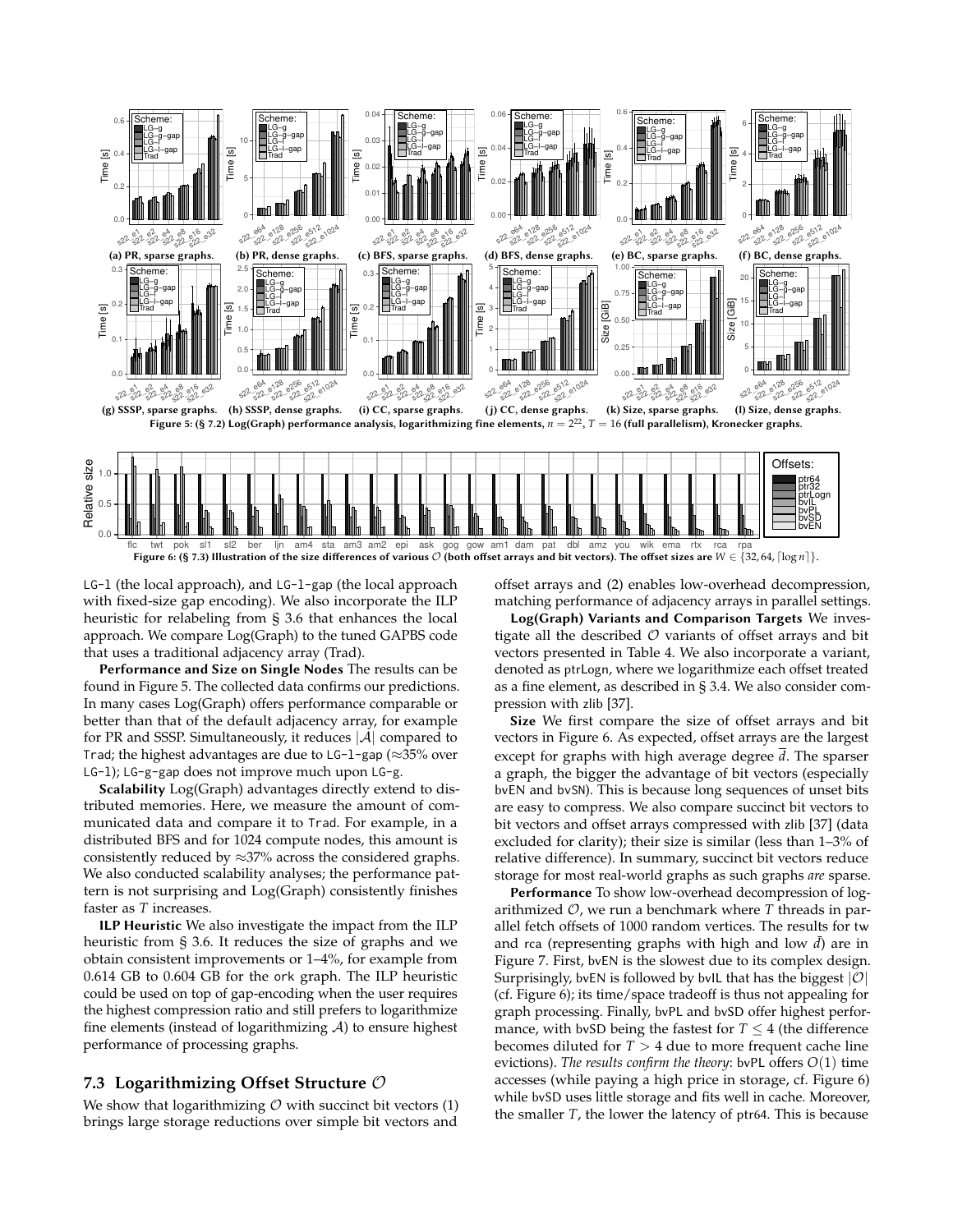Figure 5: (§ 7.2) Log(Graph) performance analysis, logarithmizing fine elements, $n = 2^{22}$, $T = 16$ (full parallelism), Kronecker graphs.

(a) PR, sparse graphs. (b) PR, dense graphs. (c) BFS, sparse graphs. (d) BFS, dense graphs. (e) BC, sparse graphs. (f) BC, dense graphs. (g) SSSP, sparse graphs. (h) SSSP, dense graphs. (i) CC, sparse graphs. (j) CC, dense graphs. (k) Size, sparse graphs. (l) Size, dense graphs.

Figure 6: (§ 7.3) Illustration of the size differences of various $\mathcal{O}$ (both offset arrays and bit vectors). The offset sizes are $W \in \{32, 64, \lceil \log n \rceil\}$.

LG-l (the local approach), and LG-l-gap (the local approach with fixed-size gap encoding). We also incorporate the ILP heuristic for relabeling from § 3.6 that enhances the local approach. We compare Log(Graph) to the tuned GAPBS code that uses a traditional adjacency array (Trad).

**Performance and Size on Single Nodes** The results can be found in Figure 5. The collected data confirms our predictions. In many cases Log(Graph) offers performance comparable or better than that of the default adjacency array, for example for PR and SSSP. Simultaneously, it reduces $|\mathcal{A}|$ compared to Trad; the highest advantages are due to LG-l-gap (≈35% over LG-l); LG-g-gap does not improve much upon LG-g.

**Scalability** Log(Graph) advantages directly extend to distributed memories. Here, we measure the amount of communicated data and compare it to Trad. For example, in a distributed BFS and for 1024 compute nodes, this amount is consistently reduced by ≈37% across the considered graphs. We also conducted scalability analyses; the performance pattern is not surprising and Log(Graph) consistently finishes faster as $T$ increases.

**ILP Heuristic** We also investigate the impact from the ILP heuristic from § 3.6. It reduces the size of graphs and we obtain consistent improvements or 1–4%, for example from 0.614 GB to 0.604 GB for the ork graph. The ILP heuristic could be used on top of gap-encoding when the user requires the highest compression ratio and still prefers to logarithmize fine elements (instead of logarithmizing $\mathcal{A}$) to ensure highest performance of processing graphs.

## 7.3 Logarithmizing Offset Structure $\mathcal{O}$

We show that logarithmizing $\mathcal{O}$ with succinct bit vectors (1) brings large storage reductions over simple bit vectors and offset arrays and (2) enables low-overhead decompression, matching performance of adjacency arrays in parallel settings.

**Log(Graph) Variants and Comparison Targets** We investigate all the described $\mathcal{O}$ variants of offset arrays and bit vectors presented in Table 4. We also incorporate a variant, denoted as ptrLogn, where we logarithmize each offset treated as a fine element, as described in § 3.4. We also consider compression with zlib [37].

**Size** We first compare the size of offset arrays and bit vectors in Figure 6. As expected, offset arrays are the largest except for graphs with high average degree $\overline{d}$. The sparser a graph, the bigger the advantage of bit vectors (especially bvEN and bvSN). This is because long sequences of unset bits are easy to compress. We also compare succinct bit vectors to bit vectors and offset arrays compressed with zlib [37] (data excluded for clarity); their size is similar (less than 1–3% of relative difference). In summary, succinct bit vectors reduce storage for most real-world graphs as such graphs *are* sparse.

**Performance** To show low-overhead decompression of logarithmized $\mathcal{O}$, we run a benchmark where $T$ threads in parallel fetch offsets of 1000 random vertices. The results for tw and rca (representing graphs with high and low $\bar{d}$) are in Figure 7. First, bvEN is the slowest due to its complex design. Surprisingly, bvEN is followed by bvIL that has the biggest $|\mathcal{O}|$ (cf. Figure 6); its time/space tradeoff is thus not appealing for graph processing. Finally, bvPL and bvSD offer highest performance, with bvSD being the fastest for $T \leq 4$ (the difference becomes diluted for $T > 4$ due to more frequent cache line evictions). *The results confirm the theory*: bvPL offers $O(1)$ time accesses (while paying a high price in storage, cf. Figure 6) while bvSD uses little storage and fits well in cache. Moreover, the smaller $T$, the lower the latency of ptr64. This is because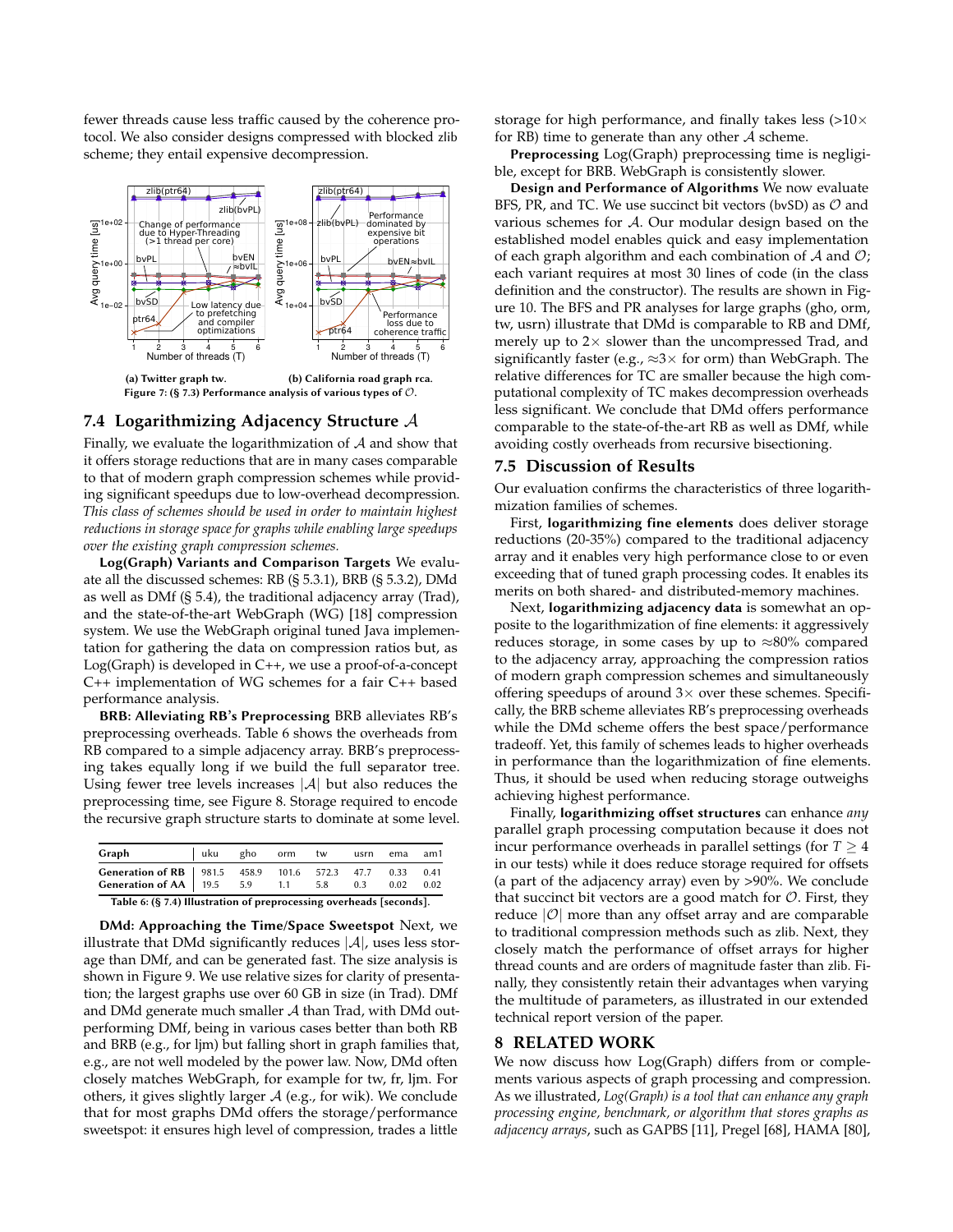fewer threads cause less traffic caused by the coherence protocol. We also consider designs compressed with blocked zlib scheme; they entail expensive decompression.

(a) Twitter graph tw. (b) California road graph rca.

Figure 7: (§ 7.3) Performance analysis of various types of $\mathcal{O}$.

### 7.4 Logarithmizing Adjacency Structure $\mathcal{A}$

Finally, we evaluate the logarithmization of $\mathcal{A}$ and show that it offers storage reductions that are in many cases comparable to that of modern graph compression schemes while providing significant speedups due to low-overhead decompression. *This class of schemes should be used in order to maintain highest reductions in storage space for graphs while enabling large speedups over the existing graph compression schemes.*

**Log(Graph) Variants and Comparison Targets** We evaluate all the discussed schemes: RB (§ 5.3.1), BRB (§ 5.3.2), DMd as well as DMf (§ 5.4), the traditional adjacency array (Trad), and the state-of-the-art WebGraph (WG) [18] compression system. We use the WebGraph original tuned Java implementation for gathering the data on compression ratios but, as Log(Graph) is developed in C++, we use a proof-of-a-concept C++ implementation of WG schemes for a fair C++ based performance analysis.

**BRB: Alleviating RB's Preprocessing** BRB alleviates RB's preprocessing overheads. Table 6 shows the overheads from RB compared to a simple adjacency array. BRB's preprocessing takes equally long if we build the full separator tree. Using fewer tree levels increases $|\mathcal{A}|$ but also reduces the preprocessing time, see Figure 8. Storage required to encode the recursive graph structure starts to dominate at some level.

| Graph | uku | gho | orm | tw | usrn | ema | am1 |
|---|---|---|---|---|---|---|---|
| **Generation of RB** | 981.5 | 458.9 | 101.6 | 572.3 | 47.7 | 0.33 | 0.41 |
| **Generation of AA** | 19.5 | 5.9 | 1.1 | 5.8 | 0.3 | 0.02 | 0.02 |

Table 6: (§ 7.4) Illustration of preprocessing overheads [seconds].

**DMd: Approaching the Time/Space Sweetspot** Next, we illustrate that DMd significantly reduces $|\mathcal{A}|$, uses less storage than DMf, and can be generated fast. The size analysis is shown in Figure 9. We use relative sizes for clarity of presentation; the largest graphs use over 60 GB in size (in Trad). DMf and DMd generate much smaller $\mathcal{A}$ than Trad, with DMd outperforming DMf, being in various cases better than both RB and BRB (e.g., for ljm) but falling short in graph families that, e.g., are not well modeled by the power law. Now, DMd often closely matches WebGraph, for example for tw, fr, ljm. For others, it gives slightly larger $\mathcal{A}$ (e.g., for wik). We conclude that for most graphs DMd offers the storage/performance sweetspot: it ensures high level of compression, trades a little storage for high performance, and finally takes less (>10× for RB) time to generate than any other $\mathcal{A}$ scheme.

**Preprocessing** Log(Graph) preprocessing time is negligible, except for BRB. WebGraph is consistently slower.

**Design and Performance of Algorithms** We now evaluate BFS, PR, and TC. We use succinct bit vectors (bvSD) as $\mathcal{O}$ and various schemes for $\mathcal{A}$. Our modular design based on the established model enables quick and easy implementation of each graph algorithm and each combination of $\mathcal{A}$ and $\mathcal{O}$; each variant requires at most 30 lines of code (in the class definition and the constructor). The results are shown in Figure 10. The BFS and PR analyses for large graphs (gho, orm, tw, usrn) illustrate that DMd is comparable to RB and DMf, merely up to 2× slower than the uncompressed Trad, and significantly faster (e.g., ≈3× for orm) than WebGraph. The relative differences for TC are smaller because the high computational complexity of TC makes decompression overheads less significant. We conclude that DMd offers performance comparable to the state-of-the-art RB as well as DMf, while avoiding costly overheads from recursive bisectioning.

### 7.5 Discussion of Results

Our evaluation confirms the characteristics of three logarithmization families of schemes.

First, **logarithmizing fine elements** does deliver storage reductions (20-35%) compared to the traditional adjacency array and it enables very high performance close to or even exceeding that of tuned graph processing codes. It enables its merits on both shared- and distributed-memory machines.

Next, **logarithmizing adjacency data** is somewhat an opposite to the logarithmization of fine elements: it aggressively reduces storage, in some cases by up to ≈80% compared to the adjacency array, approaching the compression ratios of modern graph compression schemes and simultaneously offering speedups of around 3× over these schemes. Specifically, the BRB scheme alleviates RB's preprocessing overheads while the DMd scheme offers the best space/performance tradeoff. Yet, this family of schemes leads to higher overheads in performance than the logarithmization of fine elements. Thus, it should be used when reducing storage outweighs achieving highest performance.

Finally, **logarithmizing offset structures** can enhance *any* parallel graph processing computation because it does not incur performance overheads in parallel settings (for $T \geq 4$ in our tests) while it does reduce storage required for offsets (a part of the adjacency array) even by >90%. We conclude that succinct bit vectors are a good match for $\mathcal{O}$. First, they reduce $|\mathcal{O}|$ more than any offset array and are comparable to traditional compression methods such as zlib. Next, they closely match the performance of offset arrays for higher thread counts and are orders of magnitude faster than zlib. Finally, they consistently retain their advantages when varying the multitude of parameters, as illustrated in our extended technical report version of the paper.

## 8 RELATED WORK

We now discuss how Log(Graph) differs from or complements various aspects of graph processing and compression. As we illustrated, *Log(Graph) is a tool that can enhance any graph processing engine, benchmark, or algorithm that stores graphs as adjacency arrays*, such as GAPBS [11], Pregel [68], HAMA [80],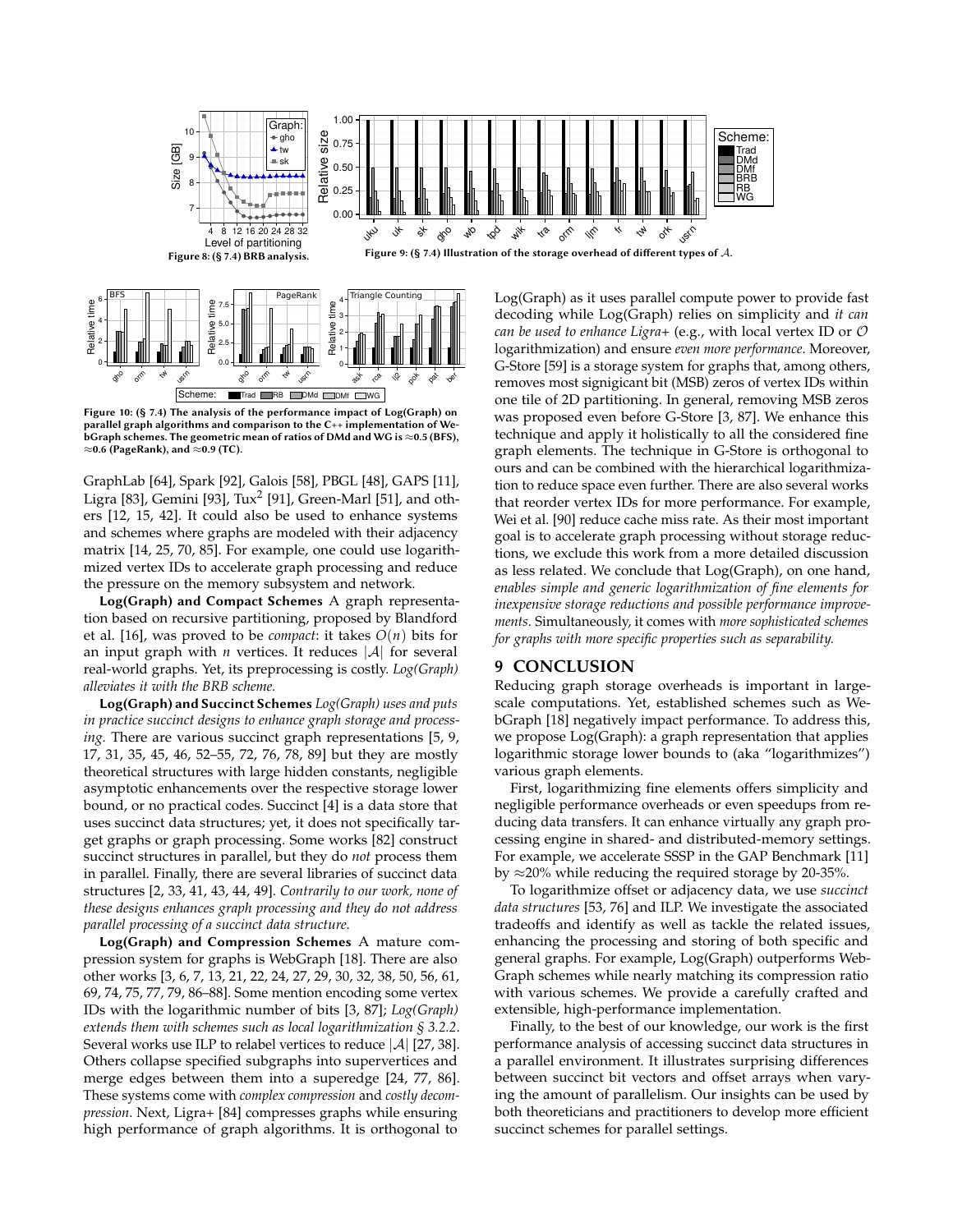Figure 8: (§ 7.4) BRB analysis.

Figure 9: (§ 7.4) Illustration of the storage overhead of different types of $\mathcal{A}$.

Figure 10: (§ 7.4) The analysis of the performance impact of Log(Graph) on parallel graph algorithms and comparison to the C++ implementation of WebGraph schemes. The geometric mean of ratios of DMd and WG is ≈0.5 (BFS), ≈0.6 (PageRank), and ≈0.9 (TC).

GraphLab [64], Spark [92], Galois [58], PBGL [48], GAPS [11], Ligra [83], Gemini [93], Tux[2] [91], Green-Marl [51], and others [12, 15, 42]. It could also be used to enhance systems and schemes where graphs are modeled with their adjacency matrix [14, 25, 70, 85]. For example, one could use logarithmized vertex IDs to accelerate graph processing and reduce the pressure on the memory subsystem and network.

**Log(Graph) and Compact Schemes** A graph representation based on recursive partitioning, proposed by Blandford et al. [16], was proved to be *compact*: it takes $O(n)$ bits for an input graph with $n$ vertices. It reduces $|\mathcal{A}|$ for several real-world graphs. Yet, its preprocessing is costly. *Log(Graph) alleviates it with the BRB scheme.*

**Log(Graph) and Succinct Schemes** *Log(Graph) uses and puts in practice succinct designs to enhance graph storage and processing.* There are various succinct graph representations [5, 9, 17, 31, 35, 45, 46, 52–55, 72, 76, 78, 89] but they are mostly theoretical structures with large hidden constants, negligible asymptotic enhancements over the respective storage lower bound, or no practical codes. Succinct [4] is a data store that uses succinct data structures; yet, it does not specifically target graphs or graph processing. Some works [82] construct succinct structures in parallel, but they do *not* process them in parallel. Finally, there are several libraries of succinct data structures [2, 33, 41, 43, 44, 49]. *Contrarily to our work, none of these designs enhances graph processing and they do not address parallel processing of a succinct data structure.*

**Log(Graph) and Compression Schemes** A mature compression system for graphs is WebGraph [18]. There are also other works [3, 6, 7, 13, 21, 22, 24, 27, 29, 30, 32, 38, 50, 56, 61, 69, 74, 75, 77, 79, 86–88]. Some mention encoding some vertex IDs with the logarithmic number of bits [3, 87]; *Log(Graph) extends them with schemes such as local logarithmization § 3.2.2*. Several works use ILP to relabel vertices to reduce $|\mathcal{A}|$ [27, 38]. Others collapse specified subgraphs into supervertices and merge edges between them into a superedge [24, 77, 86]. These systems come with *complex compression* and *costly decompression*. Next, Ligra+ [84] compresses graphs while ensuring high performance of graph algorithms. It is orthogonal to Log(Graph) as it uses parallel compute power to provide fast decoding while Log(Graph) relies on simplicity and *it can can be used to enhance Ligra+* (e.g., with local vertex ID or $\mathcal{O}$ logarithmization) and ensure *even more performance*. Moreover, G-Store [59] is a storage system for graphs that, among others, removes most signigicant bit (MSB) zeros of vertex IDs within one tile of 2D partitioning. In general, removing MSB zeros was proposed even before G-Store [3, 87]. We enhance this technique and apply it holistically to all the considered fine graph elements. The technique in G-Store is orthogonal to ours and can be combined with the hierarchical logarithmization to reduce space even further. There are also several works that reorder vertex IDs for more performance. For example, Wei et al. [90] reduce cache miss rate. As their most important goal is to accelerate graph processing without storage reductions, we exclude this work from a more detailed discussion as less related. We conclude that Log(Graph), on one hand, *enables simple and generic logarithmization of fine elements for inexpensive storage reductions and possible performance improvements*. Simultaneously, it comes with *more sophisticated schemes for graphs with more specific properties such as separability.*

## 9 CONCLUSION

Reducing graph storage overheads is important in large-scale computations. Yet, established schemes such as WebGraph [18] negatively impact performance. To address this, we propose Log(Graph): a graph representation that applies logarithmic storage lower bounds to (aka "logarithmizes") various graph elements.

First, logarithmizing fine elements offers simplicity and negligible performance overheads or even speedups from reducing data transfers. It can enhance virtually any graph processing engine in shared- and distributed-memory settings. For example, we accelerate SSSP in the GAP Benchmark [11] by ≈20% while reducing the required storage by 20-35%.

To logarithmize offset or adjacency data, we use *succinct data structures* [53, 76] and ILP. We investigate the associated tradeoffs and identify as well as tackle the related issues, enhancing the processing and storing of both specific and general graphs. For example, Log(Graph) outperforms WebGraph schemes while nearly matching its compression ratio with various schemes. We provide a carefully crafted and extensible, high-performance implementation.

Finally, to the best of our knowledge, our work is the first performance analysis of accessing succinct data structures in a parallel environment. It illustrates surprising differences between succinct bit vectors and offset arrays when varying the amount of parallelism. Our insights can be used by both theoreticians and practitioners to develop more efficient succinct schemes for parallel settings.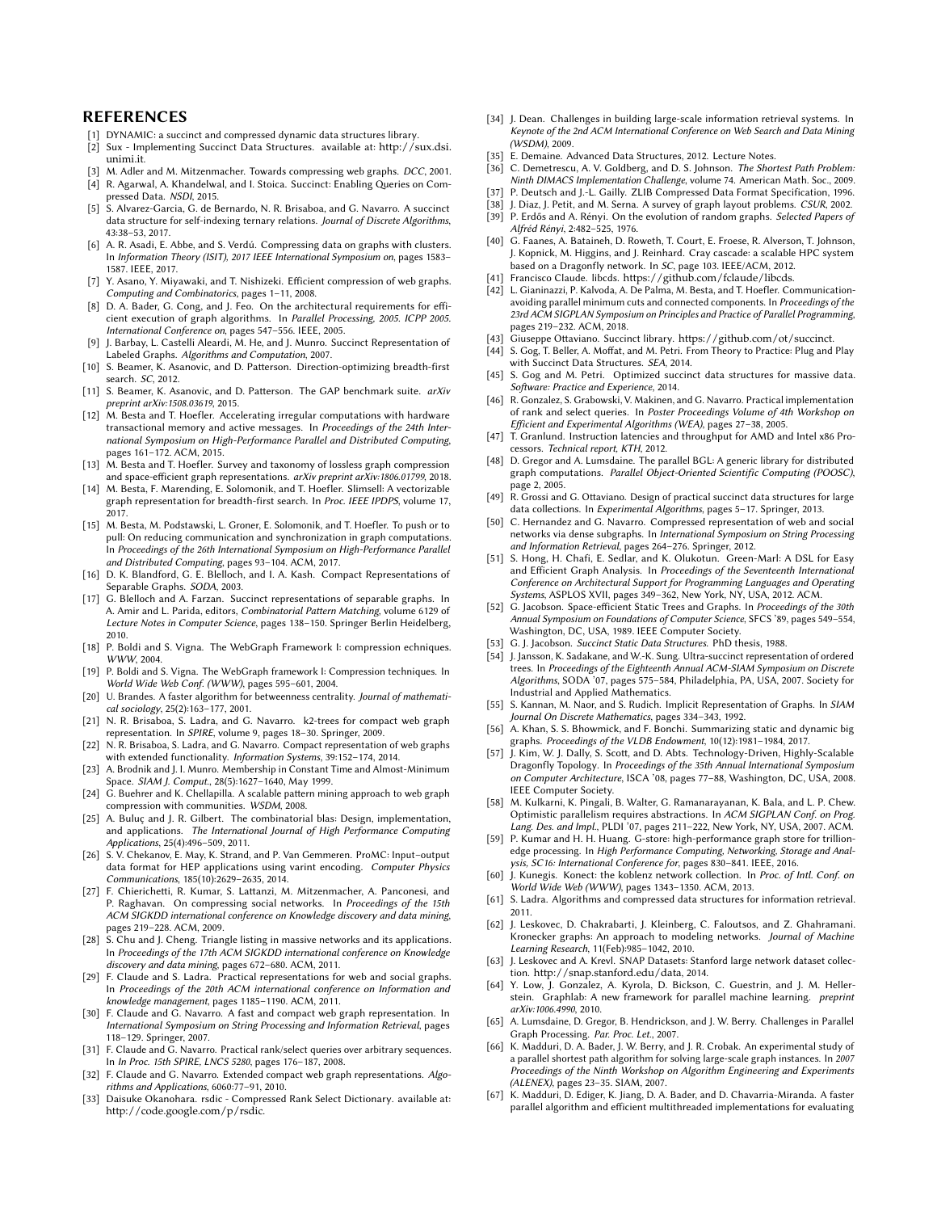## REFERENCES

- [1] DYNAMIC: a succinct and compressed dynamic data structures library.
- [2] Sux - Implementing Succinct Data Structures. available at: http://sux.dsi.unimi.it.
- [3] M. Adler and M. Mitzenmacher. Towards compressing web graphs. *DCC*, 2001.
- [4] R. Agarwal, A. Khandelwal, and I. Stoica. Succinct: Enabling Queries on Compressed Data. *NSDI*, 2015.
- [5] S. Alvarez-Garcia, G. de Bernardo, N. R. Brisaboa, and G. Navarro. A succinct data structure for self-indexing ternary relations. *Journal of Discrete Algorithms*, 43:38–53, 2017.
- [6] A. R. Asadi, E. Abbe, and S. Verdú. Compressing data on graphs with clusters. In *Information Theory (ISIT), 2017 IEEE International Symposium on*, pages 1583–1587. IEEE, 2017.
- [7] Y. Asano, Y. Miyawaki, and T. Nishizeki. Efficient compression of web graphs. *Computing and Combinatorics*, pages 1–11, 2008.
- [8] D. A. Bader, G. Cong, and J. Feo. On the architectural requirements for efficient execution of graph algorithms. In *Parallel Processing, 2005. ICPP 2005. International Conference on*, pages 547–556. IEEE, 2005.
- [9] J. Barbay, L. Castelli Aleardi, M. He, and J. Munro. Succinct Representation of Labeled Graphs. *Algorithms and Computation*, 2007.
- [10] S. Beamer, K. Asanovic, and D. Patterson. Direction-optimizing breadth-first search. *SC*, 2012.
- [11] S. Beamer, K. Asanovic, and D. Patterson. The GAP benchmark suite. *arXiv preprint arXiv:1508.03619*, 2015.
- [12] M. Besta and T. Hoefler. Accelerating irregular computations with hardware transactional memory and active messages. In *Proceedings of the 24th International Symposium on High-Performance Parallel and Distributed Computing*, pages 161–172. ACM, 2015.
- [13] M. Besta and T. Hoefler. Survey and taxonomy of lossless graph compression and space-efficient graph representations. *arXiv preprint arXiv:1806.01799*, 2018.
- [14] M. Besta, F. Marending, E. Solomonik, and T. Hoefler. Slimsell: A vectorizable graph representation for breadth-first search. In *Proc. IEEE IPDPS*, volume 17, 2017.
- [15] M. Besta, M. Podstawski, L. Groner, E. Solomonik, and T. Hoefler. To push or to pull: On reducing communication and synchronization in graph computations. In *Proceedings of the 26th International Symposium on High-Performance Parallel and Distributed Computing*, pages 93–104. ACM, 2017.
- [16] D. K. Blandford, G. E. Blelloch, and I. A. Kash. Compact Representations of Separable Graphs. *SODA*, 2003.
- [17] G. Blelloch and A. Farzan. Succinct representations of separable graphs. In A. Amir and L. Parida, editors, *Combinatorial Pattern Matching*, volume 6129 of *Lecture Notes in Computer Science*, pages 138–150. Springer Berlin Heidelberg, 2010.
- [18] P. Boldi and S. Vigna. The WebGraph Framework I: compression echniques. *WWW*, 2004.
- [19] P. Boldi and S. Vigna. The WebGraph framework I: Compression techniques. In *World Wide Web Conf. (WWW)*, pages 595–601, 2004.
- [20] U. Brandes. A faster algorithm for betweenness centrality. *Journal of mathematical sociology*, 25(2):163–177, 2001.
- [21] N. R. Brisaboa, S. Ladra, and G. Navarro. k2-trees for compact web graph representation. In *SPIRE*, volume 9, pages 18–30. Springer, 2009.
- [22] N. R. Brisaboa, S. Ladra, and G. Navarro. Compact representation of web graphs with extended functionality. *Information Systems*, 39:152–174, 2014.
- [23] A. Brodnik and J. I. Munro. Membership in Constant Time and Almost-Minimum Space. *SIAM J. Comput.*, 28(5):1627–1640, May 1999.
- [24] G. Buehrer and K. Chellapilla. A scalable pattern mining approach to web graph compression with communities. *WSDM*, 2008.
- [25] A. Buluç and J. R. Gilbert. The combinatorial blas: Design, implementation, and applications. *The International Journal of High Performance Computing Applications*, 25(4):496–509, 2011.
- [26] S. V. Chekanov, E. May, K. Strand, and P. Van Gemmeren. ProMC: Input–output data format for HEP applications using varint encoding. *Computer Physics Communications*, 185(10):2629–2635, 2014.
- [27] F. Chierichetti, R. Kumar, S. Lattanzi, M. Mitzenmacher, A. Panconesi, and P. Raghavan. On compressing social networks. In *Proceedings of the 15th ACM SIGKDD international conference on Knowledge discovery and data mining*, pages 219–228. ACM, 2009.
- [28] S. Chu and J. Cheng. Triangle listing in massive networks and its applications. In *Proceedings of the 17th ACM SIGKDD international conference on Knowledge discovery and data mining*, pages 672–680. ACM, 2011.
- [29] F. Claude and S. Ladra. Practical representations for web and social graphs. In *Proceedings of the 20th ACM international conference on Information and knowledge management*, pages 1185–1190. ACM, 2011.
- [30] F. Claude and G. Navarro. A fast and compact web graph representation. In *International Symposium on String Processing and Information Retrieval*, pages 118–129. Springer, 2007.
- [31] F. Claude and G. Navarro. Practical rank/select queries over arbitrary sequences. In *In Proc. 15th SPIRE, LNCS 5280*, pages 176–187, 2008.
- [32] F. Claude and G. Navarro. Extended compact web graph representations. *Algorithms and Applications*, 6060:77–91, 2010.
- [33] Daisuke Okanohara. rsdic - Compressed Rank Select Dictionary. available at: http://code.google.com/p/rsdic.
- [34] J. Dean. Challenges in building large-scale information retrieval systems. In *Keynote of the 2nd ACM International Conference on Web Search and Data Mining (WSDM)*, 2009.
- [35] E. Demaine. Advanced Data Structures, 2012. Lecture Notes.
- [36] C. Demetrescu, A. V. Goldberg, and D. S. Johnson. *The Shortest Path Problem: Ninth DIMACS Implementation Challenge*, volume 74. American Math. Soc., 2009.
- [37] P. Deutsch and J.-L. Gailly. ZLIB Compressed Data Format Specification, 1996.
- [38] J. Diaz, J. Petit, and M. Serna. A survey of graph layout problems. *CSUR*, 2002.
- [39] P. Erdős and A. Rényi. On the evolution of random graphs. *Selected Papers of Alfréd Rényi*, 2:482–525, 1976.
- [40] G. Faanes, A. Bataineh, D. Roweth, T. Court, E. Froese, R. Alverson, T. Johnson, J. Kopnick, M. Higgins, and J. Reinhard. Cray cascade: a scalable HPC system based on a Dragonfly network. In *SC*, page 103. IEEE/ACM, 2012.
- [41] Francisco Claude. libcds. https://github.com/fclaude/libcds.
- [42] L. Gianinazzi, P. Kalvoda, A. De Palma, M. Besta, and T. Hoefler. Communication-avoiding parallel minimum cuts and connected components. In *Proceedings of the 23rd ACM SIGPLAN Symposium on Principles and Practice of Parallel Programming*, pages 219–232. ACM, 2018.
- [43] Giuseppe Ottaviano. Succinct library. https://github.com/ot/succinct.
- [44] S. Gog, T. Beller, A. Moffat, and M. Petri. From Theory to Practice: Plug and Play with Succinct Data Structures. *SEA*, 2014.
- [45] S. Gog and M. Petri. Optimized succinct data structures for massive data. *Software: Practice and Experience*, 2014.
- [46] R. Gonzalez, S. Grabowski, V. Makinen, and G. Navarro. Practical implementation of rank and select queries. In *Poster Proceedings Volume of 4th Workshop on Efficient and Experimental Algorithms (WEA)*, pages 27–38, 2005.
- [47] T. Granlund. Instruction latencies and throughput for AMD and Intel x86 Processors. *Technical report, KTH*, 2012.
- [48] D. Gregor and A. Lumsdaine. The parallel BGL: A generic library for distributed graph computations. *Parallel Object-Oriented Scientific Computing (POOSC)*, page 2, 2005.
- [49] R. Grossi and G. Ottaviano. Design of practical succinct data structures for large data collections. In *Experimental Algorithms*, pages 5–17. Springer, 2013.
- [50] C. Hernandez and G. Navarro. Compressed representation of web and social networks via dense subgraphs. In *International Symposium on String Processing and Information Retrieval*, pages 264–276. Springer, 2012.
- [51] S. Hong, H. Chafi, E. Sedlar, and K. Olukotun. Green-Marl: A DSL for Easy and Efficient Graph Analysis. In *Proceedings of the Seventeenth International Conference on Architectural Support for Programming Languages and Operating Systems*, ASPLOS XVII, pages 349–362, New York, NY, USA, 2012. ACM.
- [52] G. Jacobson. Space-efficient Static Trees and Graphs. In *Proceedings of the 30th Annual Symposium on Foundations of Computer Science*, SFCS '89, pages 549–554, Washington, DC, USA, 1989. IEEE Computer Society.
- [53] G. J. Jacobson. *Succinct Static Data Structures*. PhD thesis, 1988.
- [54] J. Jansson, K. Sadakane, and W.-K. Sung. Ultra-succinct representation of ordered trees. In *Proceedings of the Eighteenth Annual ACM-SIAM Symposium on Discrete Algorithms*, SODA '07, pages 575–584, Philadelphia, PA, USA, 2007. Society for Industrial and Applied Mathematics.
- [55] S. Kannan, M. Naor, and S. Rudich. Implicit Representation of Graphs. In *SIAM Journal On Discrete Mathematics*, pages 334–343, 1992.
- [56] A. Khan, S. S. Bhowmick, and F. Bonchi. Summarizing static and dynamic big graphs. *Proceedings of the VLDB Endowment*, 10(12):1981–1984, 2017.
- [57] J. Kim, W. J. Dally, S. Scott, and D. Abts. Technology-Driven, Highly-Scalable Dragonfly Topology. In *Proceedings of the 35th Annual International Symposium on Computer Architecture*, ISCA '08, pages 77–88, Washington, DC, USA, 2008. IEEE Computer Society.
- [58] M. Kulkarni, K. Pingali, B. Walter, G. Ramanarayanan, K. Bala, and L. P. Chew. Optimistic parallelism requires abstractions. In *ACM SIGPLAN Conf. on Prog. Lang. Des. and Impl.*, PLDI '07, pages 211–222, New York, NY, USA, 2007. ACM.
- [59] P. Kumar and H. H. Huang. G-store: high-performance graph store for trillion-edge processing. In *High Performance Computing, Networking, Storage and Analysis, SC16: International Conference for*, pages 830–841. IEEE, 2016.
- [60] J. Kunegis. Konect: the koblenz network collection. In *Proc. of Intl. Conf. on World Wide Web (WWW)*, pages 1343–1350. ACM, 2013.
- [61] S. Ladra. Algorithms and compressed data structures for information retrieval. 2011.
- [62] J. Leskovec, D. Chakrabarti, J. Kleinberg, C. Faloutsos, and Z. Ghahramani. Kronecker graphs: An approach to modeling networks. *Journal of Machine Learning Research*, 11(Feb):985–1042, 2010.
- [63] J. Leskovec and A. Krevl. SNAP Datasets: Stanford large network dataset collection. http://snap.stanford.edu/data, 2014.
- [64] Y. Low, J. Gonzalez, A. Kyrola, D. Bickson, C. Guestrin, and J. M. Hellerstein. Graphlab: A new framework for parallel machine learning. *preprint arXiv:1006.4990*, 2010.
- [65] A. Lumsdaine, D. Gregor, B. Hendrickson, and J. W. Berry. Challenges in Parallel Graph Processing. *Par. Proc. Let.*, 2007.
- [66] K. Madduri, D. A. Bader, J. W. Berry, and J. R. Crobak. An experimental study of a parallel shortest path algorithm for solving large-scale graph instances. In *2007 Proceedings of the Ninth Workshop on Algorithm Engineering and Experiments (ALENEX)*, pages 23–35. SIAM, 2007.
- [67] K. Madduri, D. Ediger, K. Jiang, D. A. Bader, and D. Chavarria-Miranda. A faster parallel algorithm and efficient multithreaded implementations for evaluating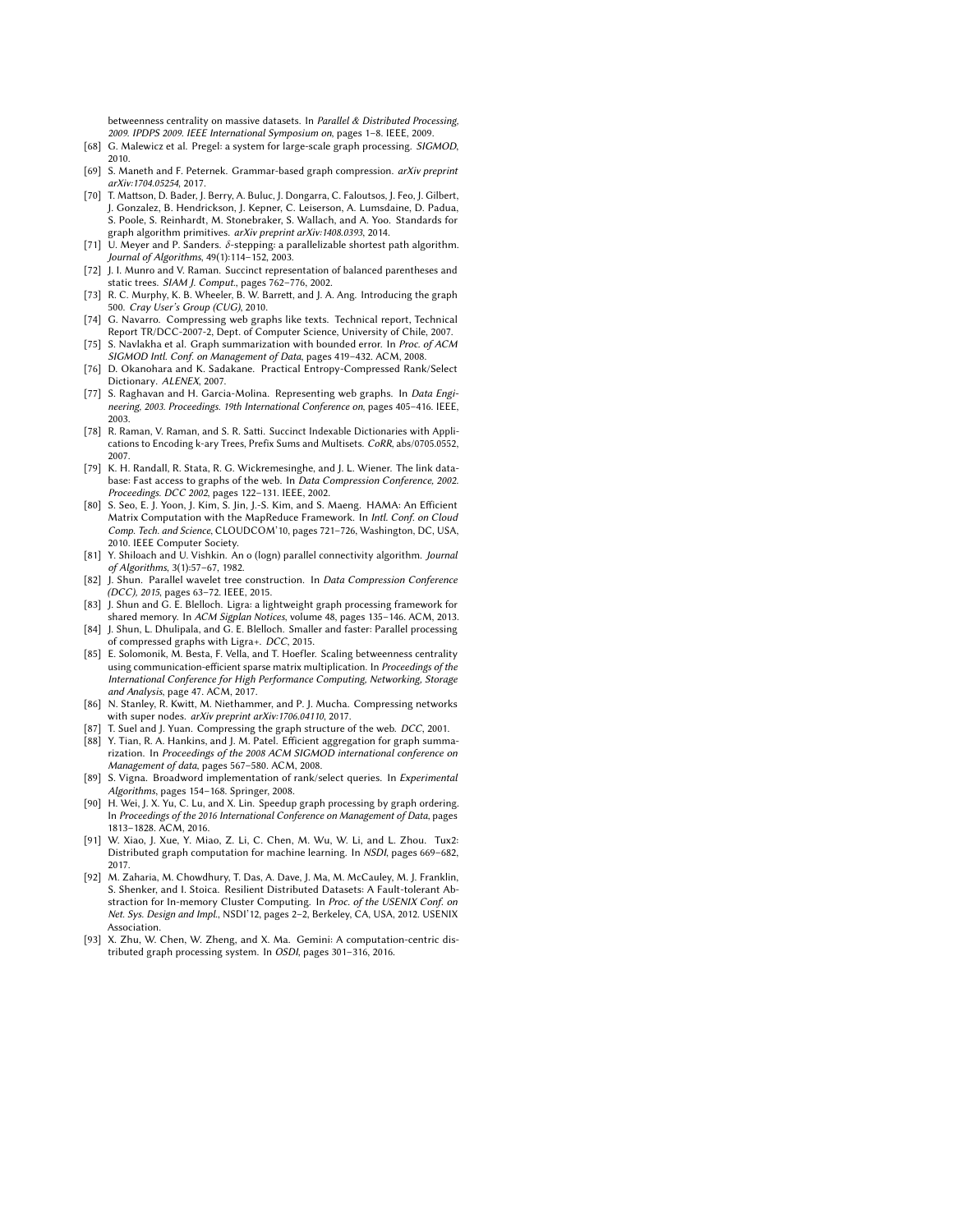betweenness centrality on massive datasets. In *Parallel & Distributed Processing, 2009. IPDPS 2009. IEEE International Symposium on*, pages 1–8. IEEE, 2009.

[68] G. Malewicz et al. Pregel: a system for large-scale graph processing. *SIGMOD*, 2010.

[69] S. Maneth and F. Peternek. Grammar-based graph compression. *arXiv preprint arXiv:1704.05254*, 2017.

[70] T. Mattson, D. Bader, J. Berry, A. Buluc, J. Dongarra, C. Faloutsos, J. Feo, J. Gilbert, J. Gonzalez, B. Hendrickson, J. Kepner, C. Leiserson, A. Lumsdaine, D. Padua, S. Poole, S. Reinhardt, M. Stonebraker, S. Wallach, and A. Yoo. Standards for graph algorithm primitives. *arXiv preprint arXiv:1408.0393*, 2014.

[71] U. Meyer and P. Sanders. $\delta$-stepping: a parallelizable shortest path algorithm. *Journal of Algorithms*, 49(1):114–152, 2003.

[72] J. I. Munro and V. Raman. Succinct representation of balanced parentheses and static trees. *SIAM J. Comput.*, pages 762–776, 2002.

[73] R. C. Murphy, K. B. Wheeler, B. W. Barrett, and J. A. Ang. Introducing the graph 500. *Cray User's Group (CUG)*, 2010.

[74] G. Navarro. Compressing web graphs like texts. Technical report, Technical Report TR/DCC-2007-2, Dept. of Computer Science, University of Chile, 2007.

[75] S. Navlakha et al. Graph summarization with bounded error. In *Proc. of ACM SIGMOD Intl. Conf. on Management of Data*, pages 419–432. ACM, 2008.

[76] D. Okanohara and K. Sadakane. Practical Entropy-Compressed Rank/Select Dictionary. *ALENEX*, 2007.

[77] S. Raghavan and H. Garcia-Molina. Representing web graphs. In *Data Engineering, 2003. Proceedings. 19th International Conference on*, pages 405–416. IEEE, 2003.

[78] R. Raman, V. Raman, and S. R. Satti. Succinct Indexable Dictionaries with Applications to Encoding k-ary Trees, Prefix Sums and Multisets. *CoRR*, abs/0705.0552, 2007.

[79] K. H. Randall, R. Stata, R. G. Wickremesinghe, and J. L. Wiener. The link database: Fast access to graphs of the web. In *Data Compression Conference, 2002. Proceedings. DCC 2002*, pages 122–131. IEEE, 2002.

[80] S. Seo, E. J. Yoon, J. Kim, S. Jin, J.-S. Kim, and S. Maeng. HAMA: An Efficient Matrix Computation with the MapReduce Framework. In *Intl. Conf. on Cloud Comp. Tech. and Science*, CLOUDCOM'10, pages 721–726, Washington, DC, USA, 2010. IEEE Computer Society.

[81] Y. Shiloach and U. Vishkin. An o (logn) parallel connectivity algorithm. *Journal of Algorithms*, 3(1):57–67, 1982.

[82] J. Shun. Parallel wavelet tree construction. In *Data Compression Conference (DCC), 2015*, pages 63–72. IEEE, 2015.

[83] J. Shun and G. E. Blelloch. Ligra: a lightweight graph processing framework for shared memory. In *ACM Sigplan Notices*, volume 48, pages 135–146. ACM, 2013.

[84] J. Shun, L. Dhulipala, and G. E. Blelloch. Smaller and faster: Parallel processing of compressed graphs with Ligra+. *DCC*, 2015.

[85] E. Solomonik, M. Besta, F. Vella, and T. Hoefler. Scaling betweenness centrality using communication-efficient sparse matrix multiplication. In *Proceedings of the International Conference for High Performance Computing, Networking, Storage and Analysis*, page 47. ACM, 2017.

[86] N. Stanley, R. Kwitt, M. Niethammer, and P. J. Mucha. Compressing networks with super nodes. *arXiv preprint arXiv:1706.04110*, 2017.

[87] T. Suel and J. Yuan. Compressing the graph structure of the web. *DCC*, 2001.

[88] Y. Tian, R. A. Hankins, and J. M. Patel. Efficient aggregation for graph summarization. In *Proceedings of the 2008 ACM SIGMOD international conference on Management of data*, pages 567–580. ACM, 2008.

[89] S. Vigna. Broadword implementation of rank/select queries. In *Experimental Algorithms*, pages 154–168. Springer, 2008.

[90] H. Wei, J. X. Yu, C. Lu, and X. Lin. Speedup graph processing by graph ordering. In *Proceedings of the 2016 International Conference on Management of Data*, pages 1813–1828. ACM, 2016.

[91] W. Xiao, J. Xue, Y. Miao, Z. Li, C. Chen, M. Wu, W. Li, and L. Zhou. Tux2: Distributed graph computation for machine learning. In *NSDI*, pages 669–682, 2017.

[92] M. Zaharia, M. Chowdhury, T. Das, A. Dave, J. Ma, M. McCauley, M. J. Franklin, S. Shenker, and I. Stoica. Resilient Distributed Datasets: A Fault-tolerant Abstraction for In-memory Cluster Computing. In *Proc. of the USENIX Conf. on Net. Sys. Design and Impl.*, NSDI'12, pages 2–2, Berkeley, CA, USA, 2012. USENIX Association.

[93] X. Zhu, W. Chen, W. Zheng, and X. Ma. Gemini: A computation-centric distributed graph processing system. In *OSDI*, pages 301–316, 2016.